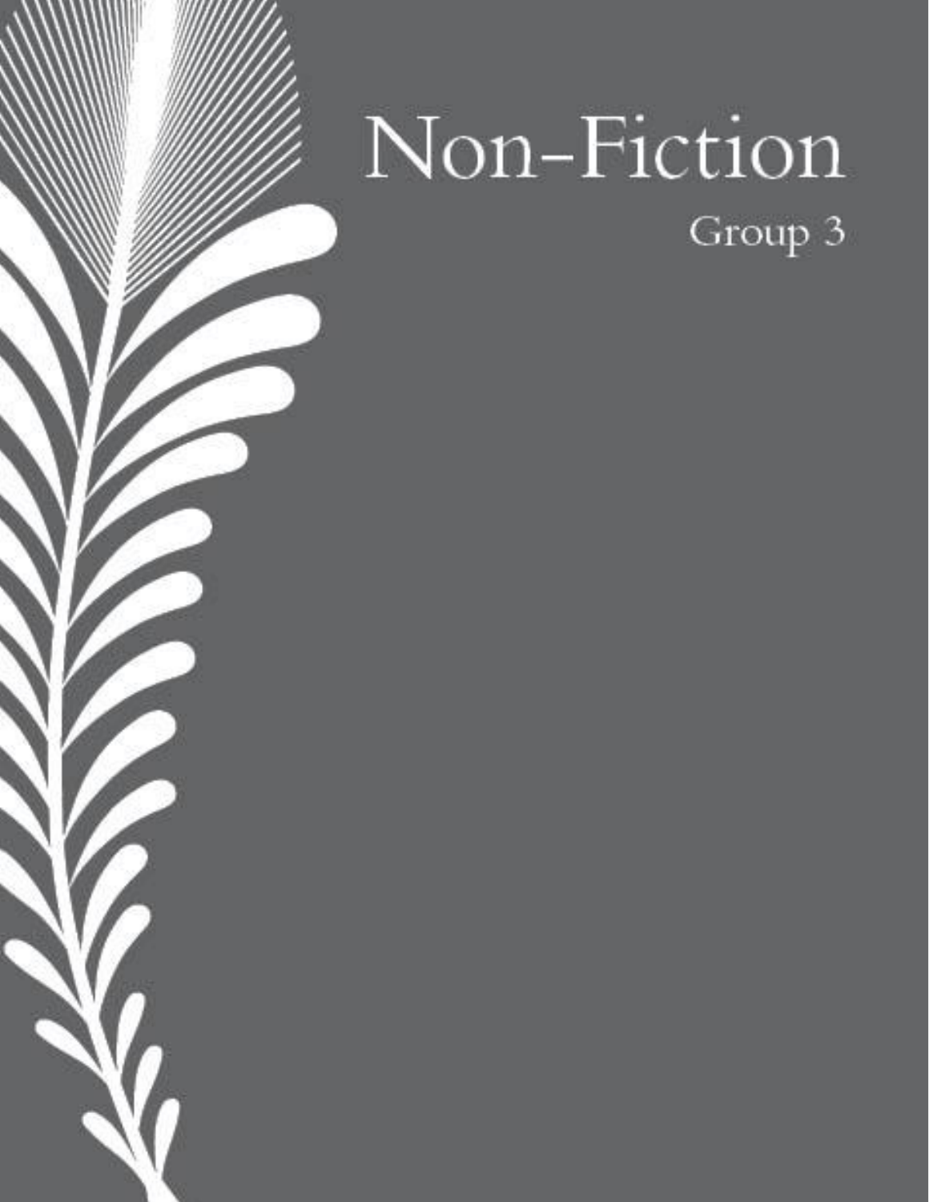# Non-Fiction

Group 3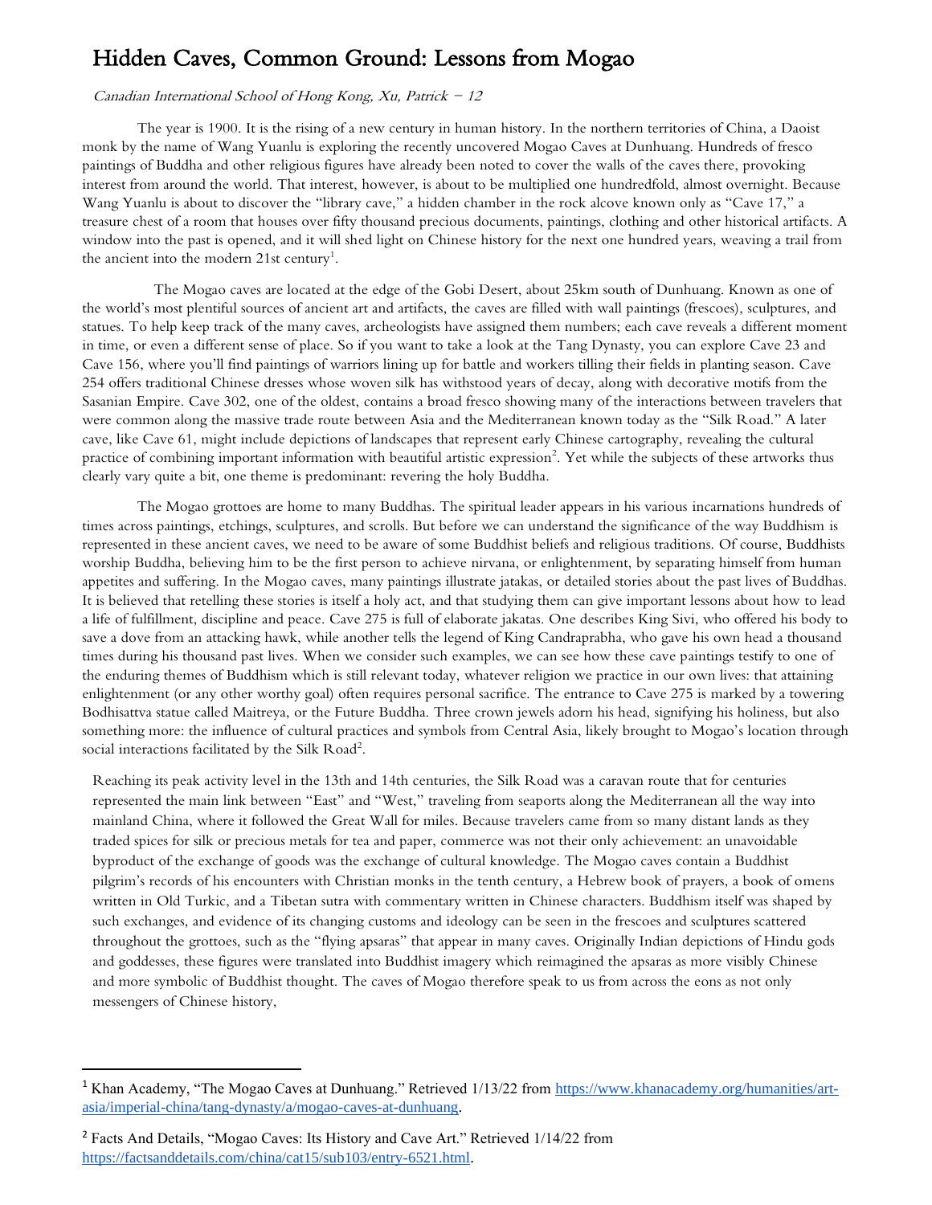# Hidden Caves, Common Ground: Lessons from Mogao

*Canadian International School of Hong Kong, Xu, Patrick – 12*

The year is 1900. It is the rising of a new century in human history. In the northern territories of China, a Daoist monk by the name of Wang Yuanlu is exploring the recently uncovered Mogao Caves at Dunhuang. Hundreds of fresco paintings of Buddha and other religious figures have already been noted to cover the walls of the caves there, provoking interest from around the world. That interest, however, is about to be multiplied one hundredfold, almost overnight. Because Wang Yuanlu is about to discover the "library cave," a hidden chamber in the rock alcove known only as "Cave 17," a treasure chest of a room that houses over fifty thousand precious documents, paintings, clothing and other historical artifacts. A window into the past is opened, and it will shed light on Chinese history for the next one hundred years, weaving a trail from the ancient into the modern 21st century[1].

The Mogao caves are located at the edge of the Gobi Desert, about 25km south of Dunhuang. Known as one of the world's most plentiful sources of ancient art and artifacts, the caves are filled with wall paintings (frescoes), sculptures, and statues. To help keep track of the many caves, archeologists have assigned them numbers; each cave reveals a different moment in time, or even a different sense of place. So if you want to take a look at the Tang Dynasty, you can explore Cave 23 and Cave 156, where you'll find paintings of warriors lining up for battle and workers tilling their fields in planting season. Cave 254 offers traditional Chinese dresses whose woven silk has withstood years of decay, along with decorative motifs from the Sasanian Empire. Cave 302, one of the oldest, contains a broad fresco showing many of the interactions between travelers that were common along the massive trade route between Asia and the Mediterranean known today as the "Silk Road." A later cave, like Cave 61, might include depictions of landscapes that represent early Chinese cartography, revealing the cultural practice of combining important information with beautiful artistic expression[2]. Yet while the subjects of these artworks thus clearly vary quite a bit, one theme is predominant: revering the holy Buddha.

The Mogao grottoes are home to many Buddhas. The spiritual leader appears in his various incarnations hundreds of times across paintings, etchings, sculptures, and scrolls. But before we can understand the significance of the way Buddhism is represented in these ancient caves, we need to be aware of some Buddhist beliefs and religious traditions. Of course, Buddhists worship Buddha, believing him to be the first person to achieve nirvana, or enlightenment, by separating himself from human appetites and suffering. In the Mogao caves, many paintings illustrate jatakas, or detailed stories about the past lives of Buddhas. It is believed that retelling these stories is itself a holy act, and that studying them can give important lessons about how to lead a life of fulfillment, discipline and peace. Cave 275 is full of elaborate jakatas. One describes King Sivi, who offered his body to save a dove from an attacking hawk, while another tells the legend of King Candraprabha, who gave his own head a thousand times during his thousand past lives. When we consider such examples, we can see how these cave paintings testify to one of the enduring themes of Buddhism which is still relevant today, whatever religion we practice in our own lives: that attaining enlightenment (or any other worthy goal) often requires personal sacrifice. The entrance to Cave 275 is marked by a towering Bodhisattva statue called Maitreya, or the Future Buddha. Three crown jewels adorn his head, signifying his holiness, but also something more: the influence of cultural practices and symbols from Central Asia, likely brought to Mogao's location through social interactions facilitated by the Silk Road[2].

Reaching its peak activity level in the 13th and 14th centuries, the Silk Road was a caravan route that for centuries represented the main link between "East" and "West," traveling from seaports along the Mediterranean all the way into mainland China, where it followed the Great Wall for miles. Because travelers came from so many distant lands as they traded spices for silk or precious metals for tea and paper, commerce was not their only achievement: an unavoidable byproduct of the exchange of goods was the exchange of cultural knowledge. The Mogao caves contain a Buddhist pilgrim's records of his encounters with Christian monks in the tenth century, a Hebrew book of prayers, a book of omens written in Old Turkic, and a Tibetan sutra with commentary written in Chinese characters. Buddhism itself was shaped by such exchanges, and evidence of its changing customs and ideology can be seen in the frescoes and sculptures scattered throughout the grottoes, such as the "flying apsaras" that appear in many caves. Originally Indian depictions of Hindu gods and goddesses, these figures were translated into Buddhist imagery which reimagined the apsaras as more visibly Chinese and more symbolic of Buddhist thought. The caves of Mogao therefore speak to us from across the eons as not only messengers of Chinese history,

---

[1] Khan Academy, "The Mogao Caves at Dunhuang." Retrieved 1/13/22 from https://www.khanacademy.org/humanities/art-asia/imperial-china/tang-dynasty/a/mogao-caves-at-dunhuang.

[2] Facts And Details, "Mogao Caves: Its History and Cave Art." Retrieved 1/14/22 from https://factsanddetails.com/china/cat15/sub103/entry-6521.html.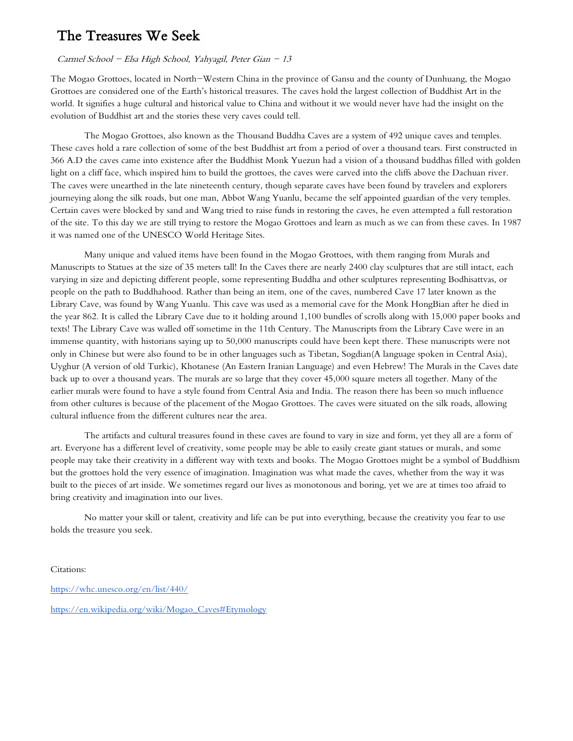# The Treasures We Seek

*Carmel School – Elsa High School, Yahyagil, Peter Gian – 13*

The Mogao Grottoes, located in North-Western China in the province of Gansu and the county of Dunhuang, the Mogao Grottoes are considered one of the Earth's historical treasures. The caves hold the largest collection of Buddhist Art in the world. It signifies a huge cultural and historical value to China and without it we would never have had the insight on the evolution of Buddhist art and the stories these very caves could tell.

The Mogao Grottoes, also known as the Thousand Buddha Caves are a system of 492 unique caves and temples. These caves hold a rare collection of some of the best Buddhist art from a period of over a thousand tears. First constructed in 366 A.D the caves came into existence after the Buddhist Monk Yuezun had a vision of a thousand buddhas filled with golden light on a cliff face, which inspired him to build the grottoes, the caves were carved into the cliffs above the Dachuan river. The caves were unearthed in the late nineteenth century, though separate caves have been found by travelers and explorers journeying along the silk roads, but one man, Abbot Wang Yuanlu, became the self appointed guardian of the very temples. Certain caves were blocked by sand and Wang tried to raise funds in restoring the caves, he even attempted a full restoration of the site. To this day we are still trying to restore the Mogao Grottoes and learn as much as we can from these caves. In 1987 it was named one of the UNESCO World Heritage Sites.

Many unique and valued items have been found in the Mogao Grottoes, with them ranging from Murals and Manuscripts to Statues at the size of 35 meters tall! In the Caves there are nearly 2400 clay sculptures that are still intact, each varying in size and depicting different people, some representing Buddha and other sculptures representing Bodhisattvas, or people on the path to Buddhahood. Rather than being an item, one of the caves, numbered Cave 17 later known as the Library Cave, was found by Wang Yuanlu. This cave was used as a memorial cave for the Monk HongBian after he died in the year 862. It is called the Library Cave due to it holding around 1,100 bundles of scrolls along with 15,000 paper books and texts! The Library Cave was walled off sometime in the 11th Century. The Manuscripts from the Library Cave were in an immense quantity, with historians saying up to 50,000 manuscripts could have been kept there. These manuscripts were not only in Chinese but were also found to be in other languages such as Tibetan, Sogdian(A language spoken in Central Asia), Uyghur (A version of old Turkic), Khotanese (An Eastern Iranian Language) and even Hebrew! The Murals in the Caves date back up to over a thousand years. The murals are so large that they cover 45,000 square meters all together. Many of the earlier murals were found to have a style found from Central Asia and India. The reason there has been so much influence from other cultures is because of the placement of the Mogao Grottoes. The caves were situated on the silk roads, allowing cultural influence from the different cultures near the area.

The artifacts and cultural treasures found in these caves are found to vary in size and form, yet they all are a form of art. Everyone has a different level of creativity, some people may be able to easily create giant statues or murals, and some people may take their creativity in a different way with texts and books. The Mogao Grottoes might be a symbol of Buddhism but the grottoes hold the very essence of imagination. Imagination was what made the caves, whether from the way it was built to the pieces of art inside. We sometimes regard our lives as monotonous and boring, yet we are at times too afraid to bring creativity and imagination into our lives.

No matter your skill or talent, creativity and life can be put into everything, because the creativity you fear to use holds the treasure you seek.

Citations:

https://whc.unesco.org/en/list/440/

https://en.wikipedia.org/wiki/Mogao_Caves#Etymology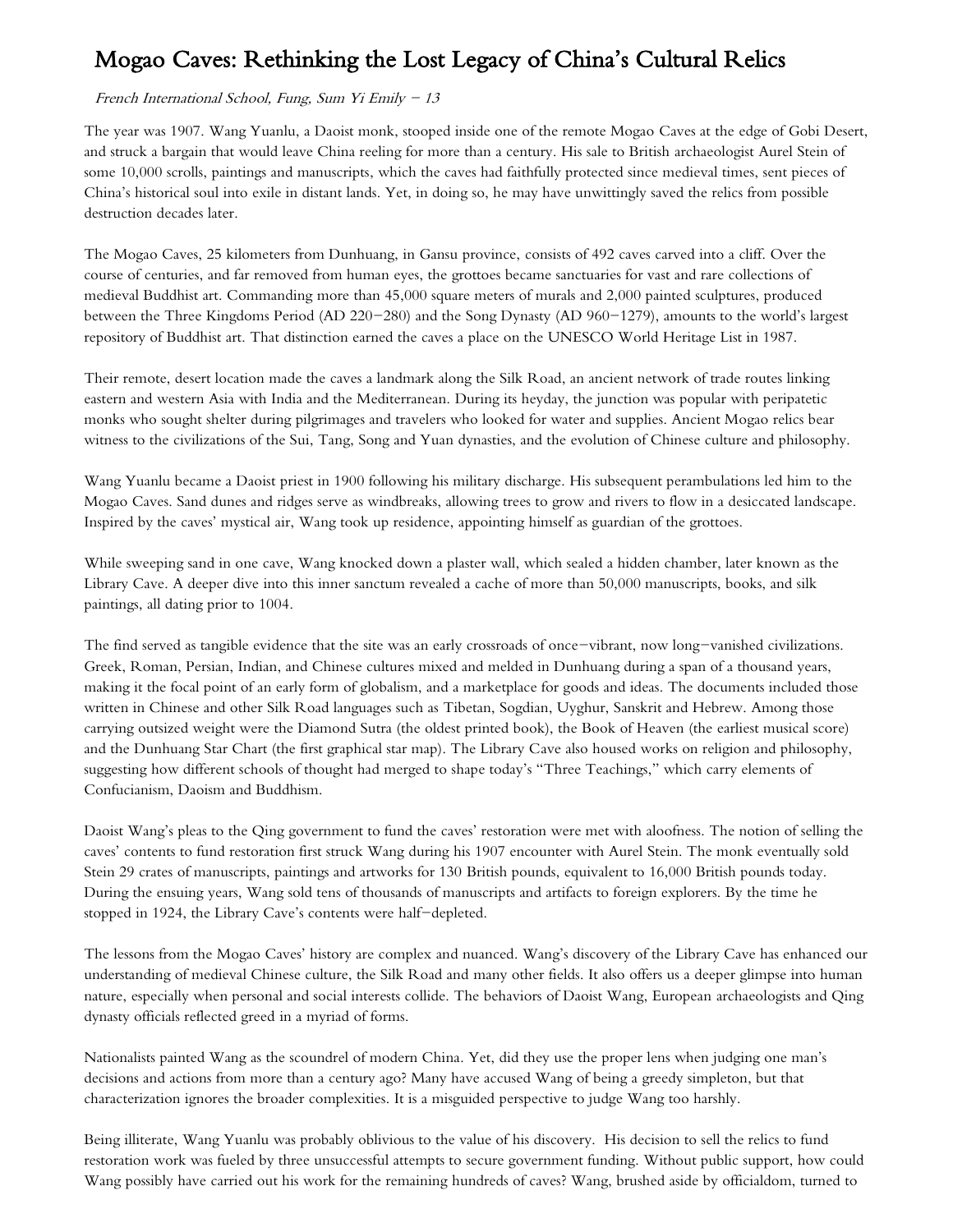# Mogao Caves: Rethinking the Lost Legacy of China's Cultural Relics

*French International School, Fung, Sum Yi Emily – 13*

The year was 1907. Wang Yuanlu, a Daoist monk, stooped inside one of the remote Mogao Caves at the edge of Gobi Desert, and struck a bargain that would leave China reeling for more than a century. His sale to British archaeologist Aurel Stein of some 10,000 scrolls, paintings and manuscripts, which the caves had faithfully protected since medieval times, sent pieces of China's historical soul into exile in distant lands. Yet, in doing so, he may have unwittingly saved the relics from possible destruction decades later.

The Mogao Caves, 25 kilometers from Dunhuang, in Gansu province, consists of 492 caves carved into a cliff. Over the course of centuries, and far removed from human eyes, the grottoes became sanctuaries for vast and rare collections of medieval Buddhist art. Commanding more than 45,000 square meters of murals and 2,000 painted sculptures, produced between the Three Kingdoms Period (AD 220–280) and the Song Dynasty (AD 960–1279), amounts to the world's largest repository of Buddhist art. That distinction earned the caves a place on the UNESCO World Heritage List in 1987.

Their remote, desert location made the caves a landmark along the Silk Road, an ancient network of trade routes linking eastern and western Asia with India and the Mediterranean. During its heyday, the junction was popular with peripatetic monks who sought shelter during pilgrimages and travelers who looked for water and supplies. Ancient Mogao relics bear witness to the civilizations of the Sui, Tang, Song and Yuan dynasties, and the evolution of Chinese culture and philosophy.

Wang Yuanlu became a Daoist priest in 1900 following his military discharge. His subsequent perambulations led him to the Mogao Caves. Sand dunes and ridges serve as windbreaks, allowing trees to grow and rivers to flow in a desiccated landscape. Inspired by the caves' mystical air, Wang took up residence, appointing himself as guardian of the grottoes.

While sweeping sand in one cave, Wang knocked down a plaster wall, which sealed a hidden chamber, later known as the Library Cave. A deeper dive into this inner sanctum revealed a cache of more than 50,000 manuscripts, books, and silk paintings, all dating prior to 1004.

The find served as tangible evidence that the site was an early crossroads of once–vibrant, now long–vanished civilizations. Greek, Roman, Persian, Indian, and Chinese cultures mixed and melded in Dunhuang during a span of a thousand years, making it the focal point of an early form of globalism, and a marketplace for goods and ideas. The documents included those written in Chinese and other Silk Road languages such as Tibetan, Sogdian, Uyghur, Sanskrit and Hebrew. Among those carrying outsized weight were the Diamond Sutra (the oldest printed book), the Book of Heaven (the earliest musical score) and the Dunhuang Star Chart (the first graphical star map). The Library Cave also housed works on religion and philosophy, suggesting how different schools of thought had merged to shape today's "Three Teachings," which carry elements of Confucianism, Daoism and Buddhism.

Daoist Wang's pleas to the Qing government to fund the caves' restoration were met with aloofness. The notion of selling the caves' contents to fund restoration first struck Wang during his 1907 encounter with Aurel Stein. The monk eventually sold Stein 29 crates of manuscripts, paintings and artworks for 130 British pounds, equivalent to 16,000 British pounds today. During the ensuing years, Wang sold tens of thousands of manuscripts and artifacts to foreign explorers. By the time he stopped in 1924, the Library Cave's contents were half–depleted.

The lessons from the Mogao Caves' history are complex and nuanced. Wang's discovery of the Library Cave has enhanced our understanding of medieval Chinese culture, the Silk Road and many other fields. It also offers us a deeper glimpse into human nature, especially when personal and social interests collide. The behaviors of Daoist Wang, European archaeologists and Qing dynasty officials reflected greed in a myriad of forms.

Nationalists painted Wang as the scoundrel of modern China. Yet, did they use the proper lens when judging one man's decisions and actions from more than a century ago? Many have accused Wang of being a greedy simpleton, but that characterization ignores the broader complexities. It is a misguided perspective to judge Wang too harshly.

Being illiterate, Wang Yuanlu was probably oblivious to the value of his discovery. His decision to sell the relics to fund restoration work was fueled by three unsuccessful attempts to secure government funding. Without public support, how could Wang possibly have carried out his work for the remaining hundreds of caves? Wang, brushed aside by officialdom, turned to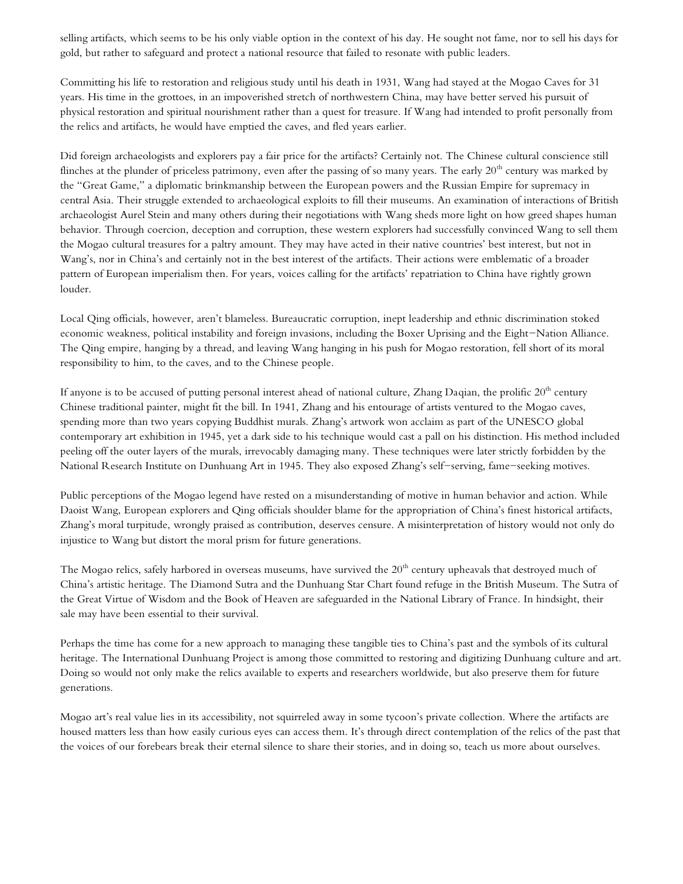selling artifacts, which seems to be his only viable option in the context of his day. He sought not fame, nor to sell his days for gold, but rather to safeguard and protect a national resource that failed to resonate with public leaders.

Committing his life to restoration and religious study until his death in 1931, Wang had stayed at the Mogao Caves for 31 years. His time in the grottoes, in an impoverished stretch of northwestern China, may have better served his pursuit of physical restoration and spiritual nourishment rather than a quest for treasure. If Wang had intended to profit personally from the relics and artifacts, he would have emptied the caves, and fled years earlier.

Did foreign archaeologists and explorers pay a fair price for the artifacts? Certainly not. The Chinese cultural conscience still flinches at the plunder of priceless patrimony, even after the passing of so many years. The early 20th century was marked by the "Great Game," a diplomatic brinkmanship between the European powers and the Russian Empire for supremacy in central Asia. Their struggle extended to archaeological exploits to fill their museums. An examination of interactions of British archaeologist Aurel Stein and many others during their negotiations with Wang sheds more light on how greed shapes human behavior. Through coercion, deception and corruption, these western explorers had successfully convinced Wang to sell them the Mogao cultural treasures for a paltry amount. They may have acted in their native countries' best interest, but not in Wang's, nor in China's and certainly not in the best interest of the artifacts. Their actions were emblematic of a broader pattern of European imperialism then. For years, voices calling for the artifacts' repatriation to China have rightly grown louder.

Local Qing officials, however, aren't blameless. Bureaucratic corruption, inept leadership and ethnic discrimination stoked economic weakness, political instability and foreign invasions, including the Boxer Uprising and the Eight–Nation Alliance. The Qing empire, hanging by a thread, and leaving Wang hanging in his push for Mogao restoration, fell short of its moral responsibility to him, to the caves, and to the Chinese people.

If anyone is to be accused of putting personal interest ahead of national culture, Zhang Daqian, the prolific 20th century Chinese traditional painter, might fit the bill. In 1941, Zhang and his entourage of artists ventured to the Mogao caves, spending more than two years copying Buddhist murals. Zhang's artwork won acclaim as part of the UNESCO global contemporary art exhibition in 1945, yet a dark side to his technique would cast a pall on his distinction. His method included peeling off the outer layers of the murals, irrevocably damaging many. These techniques were later strictly forbidden by the National Research Institute on Dunhuang Art in 1945. They also exposed Zhang's self–serving, fame–seeking motives.

Public perceptions of the Mogao legend have rested on a misunderstanding of motive in human behavior and action. While Daoist Wang, European explorers and Qing officials shoulder blame for the appropriation of China's finest historical artifacts, Zhang's moral turpitude, wrongly praised as contribution, deserves censure. A misinterpretation of history would not only do injustice to Wang but distort the moral prism for future generations.

The Mogao relics, safely harbored in overseas museums, have survived the 20th century upheavals that destroyed much of China's artistic heritage. The Diamond Sutra and the Dunhuang Star Chart found refuge in the British Museum. The Sutra of the Great Virtue of Wisdom and the Book of Heaven are safeguarded in the National Library of France. In hindsight, their sale may have been essential to their survival.

Perhaps the time has come for a new approach to managing these tangible ties to China's past and the symbols of its cultural heritage. The International Dunhuang Project is among those committed to restoring and digitizing Dunhuang culture and art. Doing so would not only make the relics available to experts and researchers worldwide, but also preserve them for future generations.

Mogao art's real value lies in its accessibility, not squirreled away in some tycoon's private collection. Where the artifacts are housed matters less than how easily curious eyes can access them. It's through direct contemplation of the relics of the past that the voices of our forebears break their eternal silence to share their stories, and in doing so, teach us more about ourselves.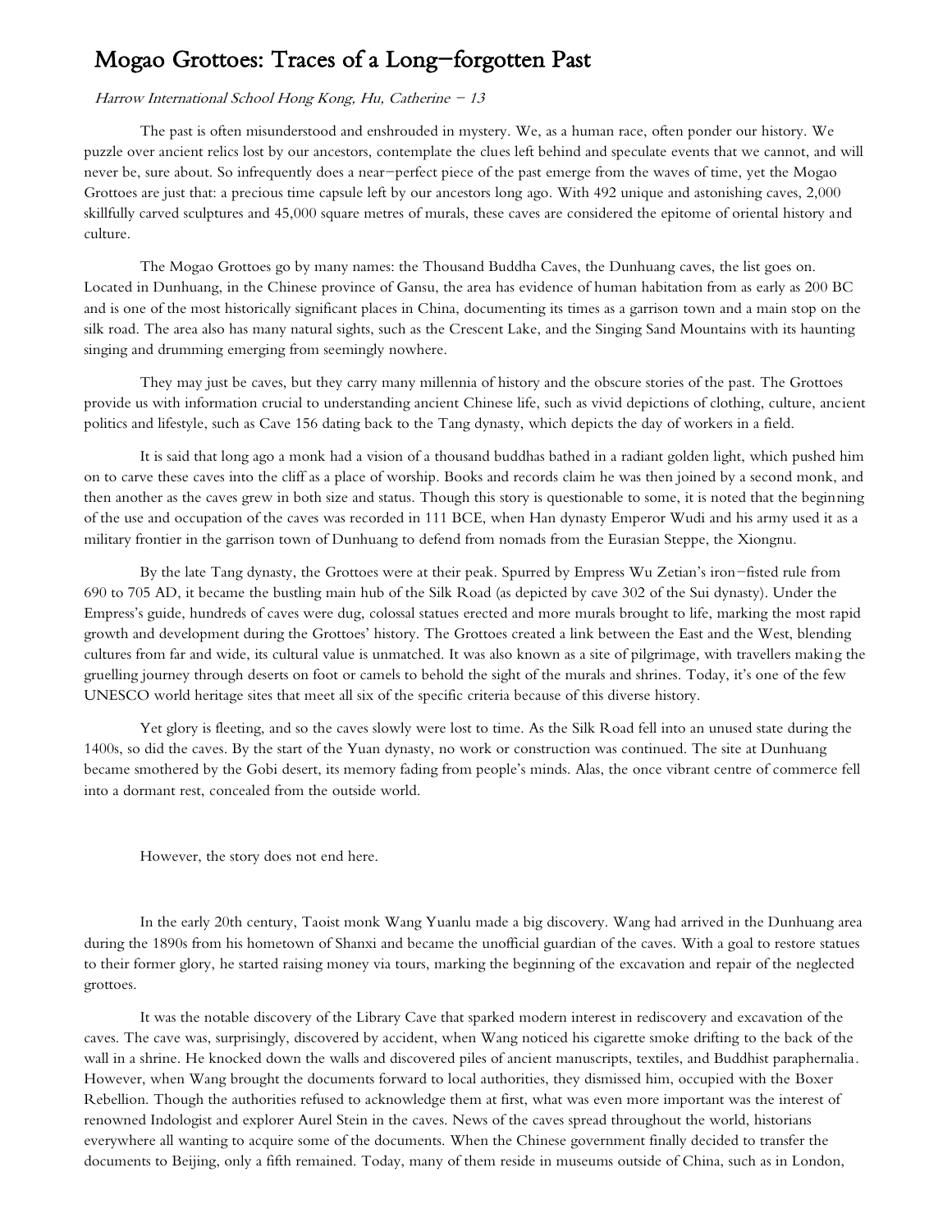# Mogao Grottoes: Traces of a Long–forgotten Past

*Harrow International School Hong Kong, Hu, Catherine – 13*

The past is often misunderstood and enshrouded in mystery. We, as a human race, often ponder our history. We puzzle over ancient relics lost by our ancestors, contemplate the clues left behind and speculate events that we cannot, and will never be, sure about. So infrequently does a near–perfect piece of the past emerge from the waves of time, yet the Mogao Grottoes are just that: a precious time capsule left by our ancestors long ago. With 492 unique and astonishing caves, 2,000 skillfully carved sculptures and 45,000 square metres of murals, these caves are considered the epitome of oriental history and culture.

The Mogao Grottoes go by many names: the Thousand Buddha Caves, the Dunhuang caves, the list goes on. Located in Dunhuang, in the Chinese province of Gansu, the area has evidence of human habitation from as early as 200 BC and is one of the most historically significant places in China, documenting its times as a garrison town and a main stop on the silk road. The area also has many natural sights, such as the Crescent Lake, and the Singing Sand Mountains with its haunting singing and drumming emerging from seemingly nowhere.

They may just be caves, but they carry many millennia of history and the obscure stories of the past. The Grottoes provide us with information crucial to understanding ancient Chinese life, such as vivid depictions of clothing, culture, ancient politics and lifestyle, such as Cave 156 dating back to the Tang dynasty, which depicts the day of workers in a field.

It is said that long ago a monk had a vision of a thousand buddhas bathed in a radiant golden light, which pushed him on to carve these caves into the cliff as a place of worship. Books and records claim he was then joined by a second monk, and then another as the caves grew in both size and status. Though this story is questionable to some, it is noted that the beginning of the use and occupation of the caves was recorded in 111 BCE, when Han dynasty Emperor Wudi and his army used it as a military frontier in the garrison town of Dunhuang to defend from nomads from the Eurasian Steppe, the Xiongnu.

By the late Tang dynasty, the Grottoes were at their peak. Spurred by Empress Wu Zetian's iron–fisted rule from 690 to 705 AD, it became the bustling main hub of the Silk Road (as depicted by cave 302 of the Sui dynasty). Under the Empress's guide, hundreds of caves were dug, colossal statues erected and more murals brought to life, marking the most rapid growth and development during the Grottoes' history. The Grottoes created a link between the East and the West, blending cultures from far and wide, its cultural value is unmatched. It was also known as a site of pilgrimage, with travellers making the gruelling journey through deserts on foot or camels to behold the sight of the murals and shrines. Today, it's one of the few UNESCO world heritage sites that meet all six of the specific criteria because of this diverse history.

Yet glory is fleeting, and so the caves slowly were lost to time. As the Silk Road fell into an unused state during the 1400s, so did the caves. By the start of the Yuan dynasty, no work or construction was continued. The site at Dunhuang became smothered by the Gobi desert, its memory fading from people's minds. Alas, the once vibrant centre of commerce fell into a dormant rest, concealed from the outside world.

However, the story does not end here.

In the early 20th century, Taoist monk Wang Yuanlu made a big discovery. Wang had arrived in the Dunhuang area during the 1890s from his hometown of Shanxi and became the unofficial guardian of the caves. With a goal to restore statues to their former glory, he started raising money via tours, marking the beginning of the excavation and repair of the neglected grottoes.

It was the notable discovery of the Library Cave that sparked modern interest in rediscovery and excavation of the caves. The cave was, surprisingly, discovered by accident, when Wang noticed his cigarette smoke drifting to the back of the wall in a shrine. He knocked down the walls and discovered piles of ancient manuscripts, textiles, and Buddhist paraphernalia. However, when Wang brought the documents forward to local authorities, they dismissed him, occupied with the Boxer Rebellion. Though the authorities refused to acknowledge them at first, what was even more important was the interest of renowned Indologist and explorer Aurel Stein in the caves. News of the caves spread throughout the world, historians everywhere all wanting to acquire some of the documents. When the Chinese government finally decided to transfer the documents to Beijing, only a fifth remained. Today, many of them reside in museums outside of China, such as in London,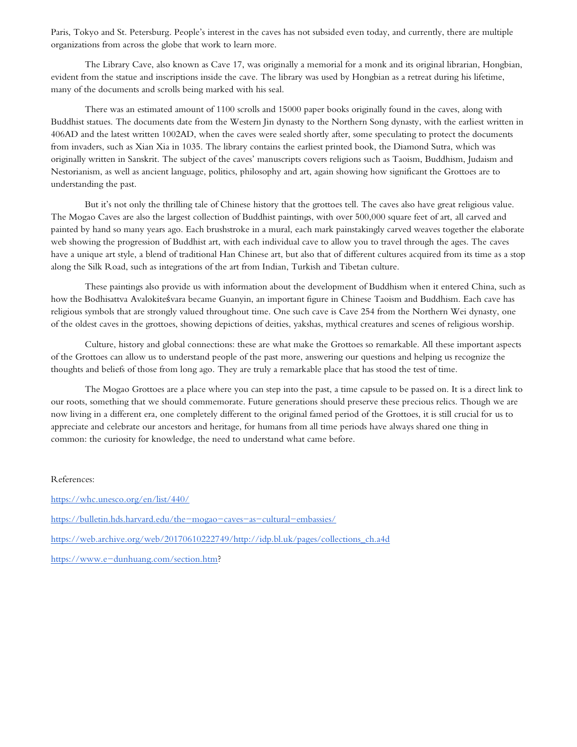Paris, Tokyo and St. Petersburg. People's interest in the caves has not subsided even today, and currently, there are multiple organizations from across the globe that work to learn more.

The Library Cave, also known as Cave 17, was originally a memorial for a monk and its original librarian, Hongbian, evident from the statue and inscriptions inside the cave. The library was used by Hongbian as a retreat during his lifetime, many of the documents and scrolls being marked with his seal.

There was an estimated amount of 1100 scrolls and 15000 paper books originally found in the caves, along with Buddhist statues. The documents date from the Western Jin dynasty to the Northern Song dynasty, with the earliest written in 406AD and the latest written 1002AD, when the caves were sealed shortly after, some speculating to protect the documents from invaders, such as Xian Xia in 1035. The library contains the earliest printed book, the Diamond Sutra, which was originally written in Sanskrit. The subject of the caves' manuscripts covers religions such as Taoism, Buddhism, Judaism and Nestorianism, as well as ancient language, politics, philosophy and art, again showing how significant the Grottoes are to understanding the past.

But it's not only the thrilling tale of Chinese history that the grottoes tell. The caves also have great religious value. The Mogao Caves are also the largest collection of Buddhist paintings, with over 500,000 square feet of art, all carved and painted by hand so many years ago. Each brushstroke in a mural, each mark painstakingly carved weaves together the elaborate web showing the progression of Buddhist art, with each individual cave to allow you to travel through the ages. The caves have a unique art style, a blend of traditional Han Chinese art, but also that of different cultures acquired from its time as a stop along the Silk Road, such as integrations of the art from Indian, Turkish and Tibetan culture.

These paintings also provide us with information about the development of Buddhism when it entered China, such as how the Bodhisattva Avalokiteśvara became Guanyin, an important figure in Chinese Taoism and Buddhism. Each cave has religious symbols that are strongly valued throughout time. One such cave is Cave 254 from the Northern Wei dynasty, one of the oldest caves in the grottoes, showing depictions of deities, yakshas, mythical creatures and scenes of religious worship.

Culture, history and global connections: these are what make the Grottoes so remarkable. All these important aspects of the Grottoes can allow us to understand people of the past more, answering our questions and helping us recognize the thoughts and beliefs of those from long ago. They are truly a remarkable place that has stood the test of time.

The Mogao Grottoes are a place where you can step into the past, a time capsule to be passed on. It is a direct link to our roots, something that we should commemorate. Future generations should preserve these precious relics. Though we are now living in a different era, one completely different to the original famed period of the Grottoes, it is still crucial for us to appreciate and celebrate our ancestors and heritage, for humans from all time periods have always shared one thing in common: the curiosity for knowledge, the need to understand what came before.

References:

https://whc.unesco.org/en/list/440/

https://bulletin.hds.harvard.edu/the-mogao-caves-as-cultural-embassies/

https://web.archive.org/web/20170610222749/http://idp.bl.uk/pages/collections_ch.a4d

https://www.e-dunhuang.com/section.htm?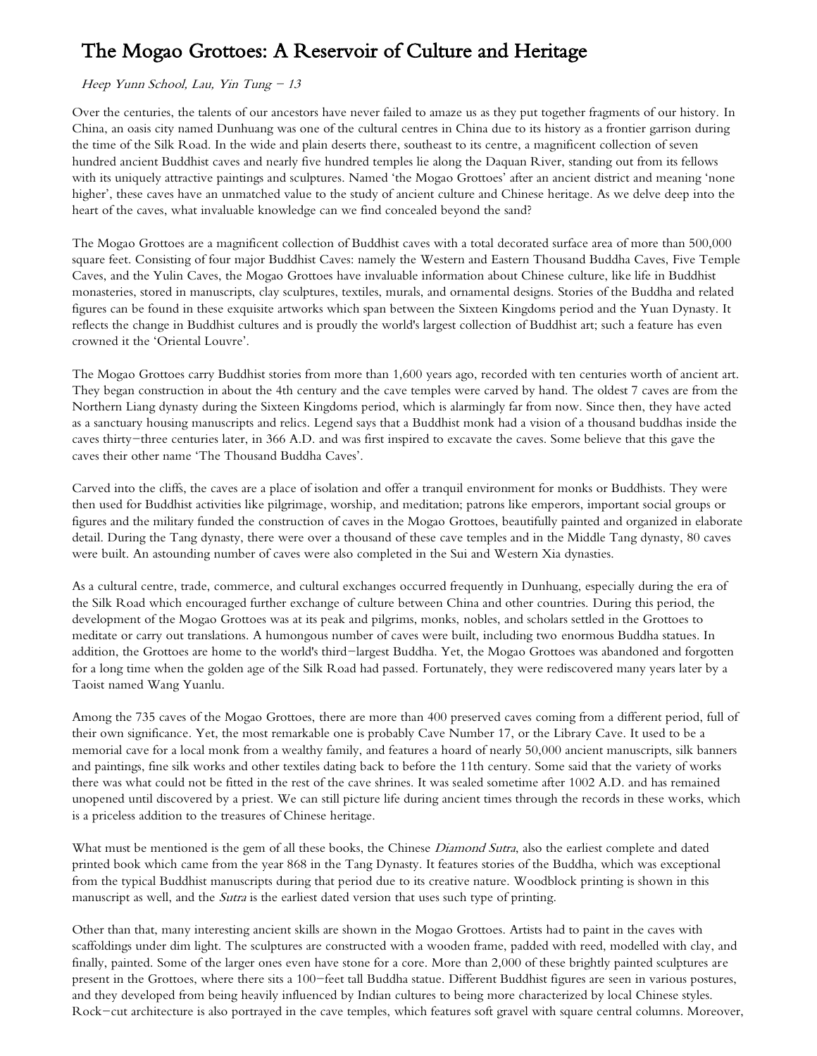# The Mogao Grottoes: A Reservoir of Culture and Heritage

*Heep Yunn School, Lau, Yin Tung – 13*

Over the centuries, the talents of our ancestors have never failed to amaze us as they put together fragments of our history. In China, an oasis city named Dunhuang was one of the cultural centres in China due to its history as a frontier garrison during the time of the Silk Road. In the wide and plain deserts there, southeast to its centre, a magnificent collection of seven hundred ancient Buddhist caves and nearly five hundred temples lie along the Daquan River, standing out from its fellows with its uniquely attractive paintings and sculptures. Named 'the Mogao Grottoes' after an ancient district and meaning 'none higher', these caves have an unmatched value to the study of ancient culture and Chinese heritage. As we delve deep into the heart of the caves, what invaluable knowledge can we find concealed beyond the sand?

The Mogao Grottoes are a magnificent collection of Buddhist caves with a total decorated surface area of more than 500,000 square feet. Consisting of four major Buddhist Caves: namely the Western and Eastern Thousand Buddha Caves, Five Temple Caves, and the Yulin Caves, the Mogao Grottoes have invaluable information about Chinese culture, like life in Buddhist monasteries, stored in manuscripts, clay sculptures, textiles, murals, and ornamental designs. Stories of the Buddha and related figures can be found in these exquisite artworks which span between the Sixteen Kingdoms period and the Yuan Dynasty. It reflects the change in Buddhist cultures and is proudly the world's largest collection of Buddhist art; such a feature has even crowned it the 'Oriental Louvre'.

The Mogao Grottoes carry Buddhist stories from more than 1,600 years ago, recorded with ten centuries worth of ancient art. They began construction in about the 4th century and the cave temples were carved by hand. The oldest 7 caves are from the Northern Liang dynasty during the Sixteen Kingdoms period, which is alarmingly far from now. Since then, they have acted as a sanctuary housing manuscripts and relics. Legend says that a Buddhist monk had a vision of a thousand buddhas inside the caves thirty-three centuries later, in 366 A.D. and was first inspired to excavate the caves. Some believe that this gave the caves their other name 'The Thousand Buddha Caves'.

Carved into the cliffs, the caves are a place of isolation and offer a tranquil environment for monks or Buddhists. They were then used for Buddhist activities like pilgrimage, worship, and meditation; patrons like emperors, important social groups or figures and the military funded the construction of caves in the Mogao Grottoes, beautifully painted and organized in elaborate detail. During the Tang dynasty, there were over a thousand of these cave temples and in the Middle Tang dynasty, 80 caves were built. An astounding number of caves were also completed in the Sui and Western Xia dynasties.

As a cultural centre, trade, commerce, and cultural exchanges occurred frequently in Dunhuang, especially during the era of the Silk Road which encouraged further exchange of culture between China and other countries. During this period, the development of the Mogao Grottoes was at its peak and pilgrims, monks, nobles, and scholars settled in the Grottoes to meditate or carry out translations. A humongous number of caves were built, including two enormous Buddha statues. In addition, the Grottoes are home to the world's third-largest Buddha. Yet, the Mogao Grottoes was abandoned and forgotten for a long time when the golden age of the Silk Road had passed. Fortunately, they were rediscovered many years later by a Taoist named Wang Yuanlu.

Among the 735 caves of the Mogao Grottoes, there are more than 400 preserved caves coming from a different period, full of their own significance. Yet, the most remarkable one is probably Cave Number 17, or the Library Cave. It used to be a memorial cave for a local monk from a wealthy family, and features a hoard of nearly 50,000 ancient manuscripts, silk banners and paintings, fine silk works and other textiles dating back to before the 11th century. Some said that the variety of works there was what could not be fitted in the rest of the cave shrines. It was sealed sometime after 1002 A.D. and has remained unopened until discovered by a priest. We can still picture life during ancient times through the records in these works, which is a priceless addition to the treasures of Chinese heritage.

What must be mentioned is the gem of all these books, the Chinese *Diamond Sutra*, also the earliest complete and dated printed book which came from the year 868 in the Tang Dynasty. It features stories of the Buddha, which was exceptional from the typical Buddhist manuscripts during that period due to its creative nature. Woodblock printing is shown in this manuscript as well, and the *Sutra* is the earliest dated version that uses such type of printing.

Other than that, many interesting ancient skills are shown in the Mogao Grottoes. Artists had to paint in the caves with scaffoldings under dim light. The sculptures are constructed with a wooden frame, padded with reed, modelled with clay, and finally, painted. Some of the larger ones even have stone for a core. More than 2,000 of these brightly painted sculptures are present in the Grottoes, where there sits a 100-feet tall Buddha statue. Different Buddhist figures are seen in various postures, and they developed from being heavily influenced by Indian cultures to being more characterized by local Chinese styles. Rock-cut architecture is also portrayed in the cave temples, which features soft gravel with square central columns. Moreover,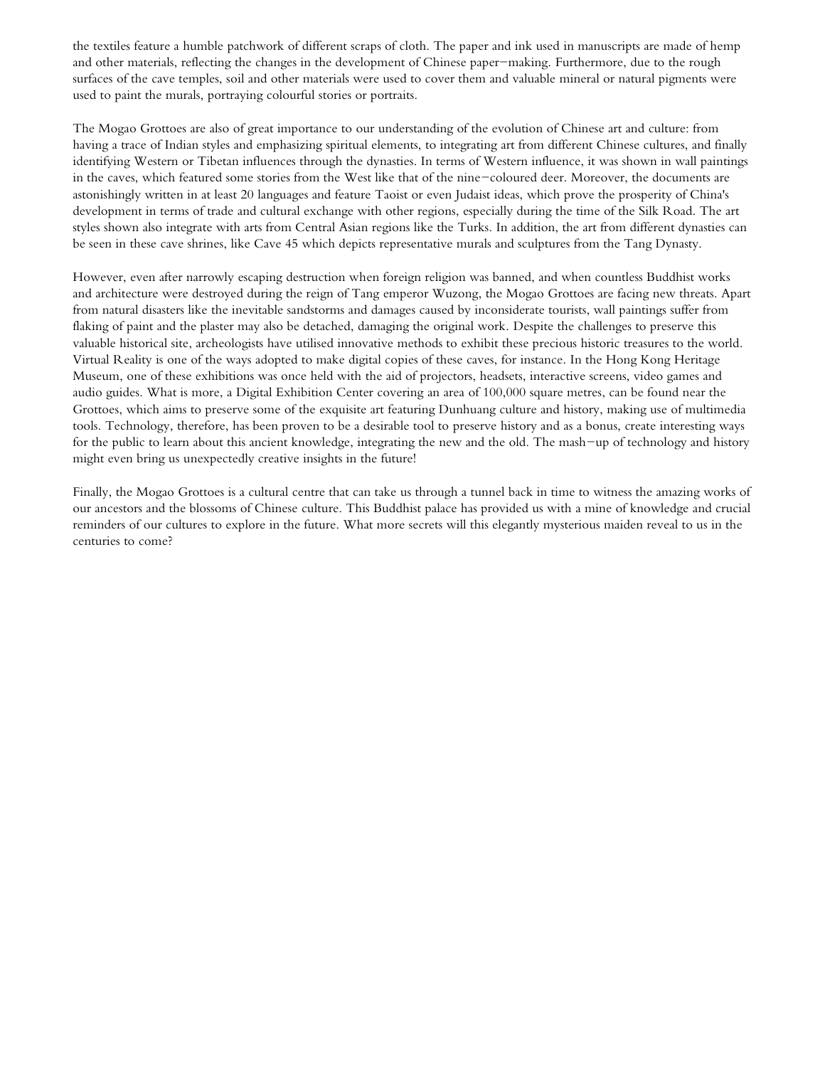the textiles feature a humble patchwork of different scraps of cloth. The paper and ink used in manuscripts are made of hemp and other materials, reflecting the changes in the development of Chinese paper-making. Furthermore, due to the rough surfaces of the cave temples, soil and other materials were used to cover them and valuable mineral or natural pigments were used to paint the murals, portraying colourful stories or portraits.

The Mogao Grottoes are also of great importance to our understanding of the evolution of Chinese art and culture: from having a trace of Indian styles and emphasizing spiritual elements, to integrating art from different Chinese cultures, and finally identifying Western or Tibetan influences through the dynasties. In terms of Western influence, it was shown in wall paintings in the caves, which featured some stories from the West like that of the nine-coloured deer. Moreover, the documents are astonishingly written in at least 20 languages and feature Taoist or even Judaist ideas, which prove the prosperity of China's development in terms of trade and cultural exchange with other regions, especially during the time of the Silk Road. The art styles shown also integrate with arts from Central Asian regions like the Turks. In addition, the art from different dynasties can be seen in these cave shrines, like Cave 45 which depicts representative murals and sculptures from the Tang Dynasty.

However, even after narrowly escaping destruction when foreign religion was banned, and when countless Buddhist works and architecture were destroyed during the reign of Tang emperor Wuzong, the Mogao Grottoes are facing new threats. Apart from natural disasters like the inevitable sandstorms and damages caused by inconsiderate tourists, wall paintings suffer from flaking of paint and the plaster may also be detached, damaging the original work. Despite the challenges to preserve this valuable historical site, archeologists have utilised innovative methods to exhibit these precious historic treasures to the world. Virtual Reality is one of the ways adopted to make digital copies of these caves, for instance. In the Hong Kong Heritage Museum, one of these exhibitions was once held with the aid of projectors, headsets, interactive screens, video games and audio guides. What is more, a Digital Exhibition Center covering an area of 100,000 square metres, can be found near the Grottoes, which aims to preserve some of the exquisite art featuring Dunhuang culture and history, making use of multimedia tools. Technology, therefore, has been proven to be a desirable tool to preserve history and as a bonus, create interesting ways for the public to learn about this ancient knowledge, integrating the new and the old. The mash-up of technology and history might even bring us unexpectedly creative insights in the future!

Finally, the Mogao Grottoes is a cultural centre that can take us through a tunnel back in time to witness the amazing works of our ancestors and the blossoms of Chinese culture. This Buddhist palace has provided us with a mine of knowledge and crucial reminders of our cultures to explore in the future. What more secrets will this elegantly mysterious maiden reveal to us in the centuries to come?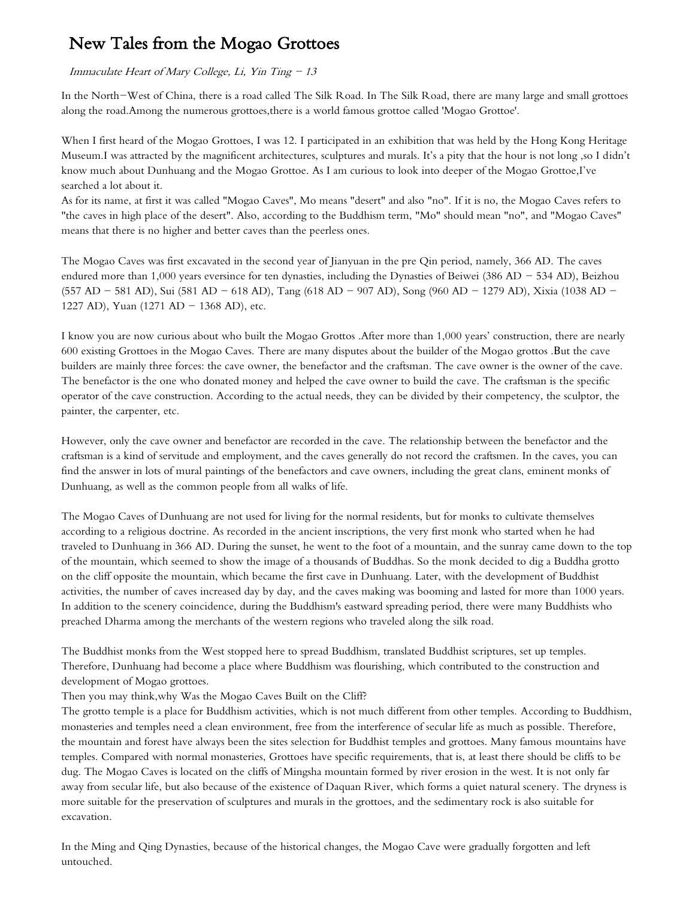# New Tales from the Mogao Grottoes

*Immaculate Heart of Mary College, Li, Yin Ting – 13*

In the North–West of China, there is a road called The Silk Road. In The Silk Road, there are many large and small grottoes along the road.Among the numerous grottoes,there is a world famous grottoe called 'Mogao Grottoe'.

When I first heard of the Mogao Grottoes, I was 12. I participated in an exhibition that was held by the Hong Kong Heritage Museum.I was attracted by the magnificent architectures, sculptures and murals. It's a pity that the hour is not long ,so I didn't know much about Dunhuang and the Mogao Grottoe. As I am curious to look into deeper of the Mogao Grottoe,I've searched a lot about it.
As for its name, at first it was called "Mogao Caves", Mo means "desert" and also "no". If it is no, the Mogao Caves refers to "the caves in high place of the desert". Also, according to the Buddhism term, "Mo" should mean "no", and "Mogao Caves" means that there is no higher and better caves than the peerless ones.

The Mogao Caves was first excavated in the second year of Jianyuan in the pre Qin period, namely, 366 AD. The caves endured more than 1,000 years eversince for ten dynasties, including the Dynasties of Beiwei (386 AD – 534 AD), Beizhou (557 AD – 581 AD), Sui (581 AD – 618 AD), Tang (618 AD – 907 AD), Song (960 AD – 1279 AD), Xixia (1038 AD – 1227 AD), Yuan (1271 AD – 1368 AD), etc.

I know you are now curious about who built the Mogao Grottos .After more than 1,000 years' construction, there are nearly 600 existing Grottoes in the Mogao Caves. There are many disputes about the builder of the Mogao grottos .But the cave builders are mainly three forces: the cave owner, the benefactor and the craftsman. The cave owner is the owner of the cave. The benefactor is the one who donated money and helped the cave owner to build the cave. The craftsman is the specific operator of the cave construction. According to the actual needs, they can be divided by their competency, the sculptor, the painter, the carpenter, etc.

However, only the cave owner and benefactor are recorded in the cave. The relationship between the benefactor and the craftsman is a kind of servitude and employment, and the caves generally do not record the craftsmen. In the caves, you can find the answer in lots of mural paintings of the benefactors and cave owners, including the great clans, eminent monks of Dunhuang, as well as the common people from all walks of life.

The Mogao Caves of Dunhuang are not used for living for the normal residents, but for monks to cultivate themselves according to a religious doctrine. As recorded in the ancient inscriptions, the very first monk who started when he had traveled to Dunhuang in 366 AD. During the sunset, he went to the foot of a mountain, and the sunray came down to the top of the mountain, which seemed to show the image of a thousands of Buddhas. So the monk decided to dig a Buddha grotto on the cliff opposite the mountain, which became the first cave in Dunhuang. Later, with the development of Buddhist activities, the number of caves increased day by day, and the caves making was booming and lasted for more than 1000 years. In addition to the scenery coincidence, during the Buddhism's eastward spreading period, there were many Buddhists who preached Dharma among the merchants of the western regions who traveled along the silk road.

The Buddhist monks from the West stopped here to spread Buddhism, translated Buddhist scriptures, set up temples. Therefore, Dunhuang had become a place where Buddhism was flourishing, which contributed to the construction and development of Mogao grottoes.
Then you may think,why Was the Mogao Caves Built on the Cliff?
The grotto temple is a place for Buddhism activities, which is not much different from other temples. According to Buddhism, monasteries and temples need a clean environment, free from the interference of secular life as much as possible. Therefore, the mountain and forest have always been the sites selection for Buddhist temples and grottoes. Many famous mountains have temples. Compared with normal monasteries, Grottoes have specific requirements, that is, at least there should be cliffs to be dug. The Mogao Caves is located on the cliffs of Mingsha mountain formed by river erosion in the west. It is not only far away from secular life, but also because of the existence of Daquan River, which forms a quiet natural scenery. The dryness is more suitable for the preservation of sculptures and murals in the grottoes, and the sedimentary rock is also suitable for excavation.

In the Ming and Qing Dynasties, because of the historical changes, the Mogao Cave were gradually forgotten and left untouched.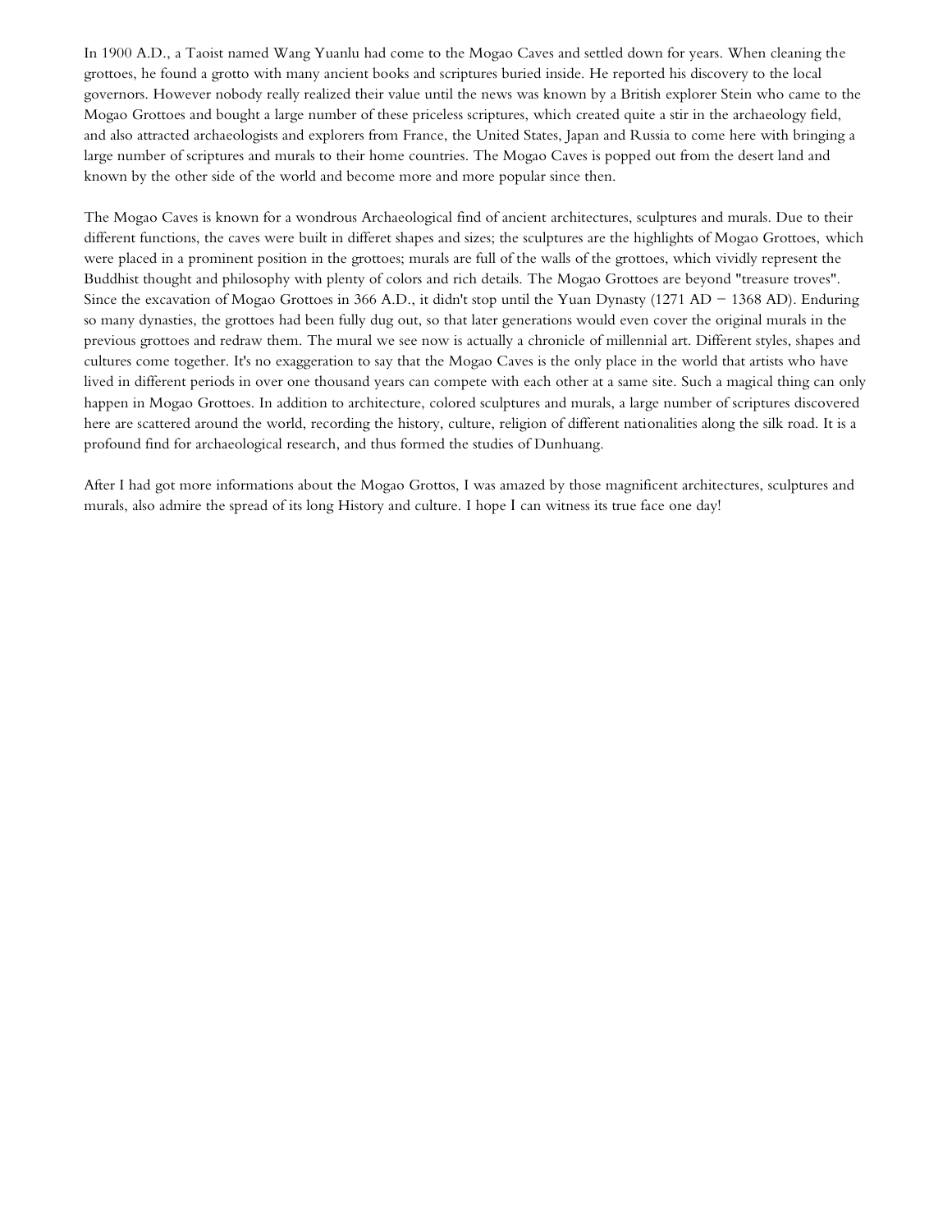In 1900 A.D., a Taoist named Wang Yuanlu had come to the Mogao Caves and settled down for years. When cleaning the grottoes, he found a grotto with many ancient books and scriptures buried inside. He reported his discovery to the local governors. However nobody really realized their value until the news was known by a British explorer Stein who came to the Mogao Grottoes and bought a large number of these priceless scriptures, which created quite a stir in the archaeology field, and also attracted archaeologists and explorers from France, the United States, Japan and Russia to come here with bringing a large number of scriptures and murals to their home countries. The Mogao Caves is popped out from the desert land and known by the other side of the world and become more and more popular since then.

The Mogao Caves is known for a wondrous Archaeological find of ancient architectures, sculptures and murals. Due to their different functions, the caves were built in differet shapes and sizes; the sculptures are the highlights of Mogao Grottoes, which were placed in a prominent position in the grottoes; murals are full of the walls of the grottoes, which vividly represent the Buddhist thought and philosophy with plenty of colors and rich details. The Mogao Grottoes are beyond "treasure troves". Since the excavation of Mogao Grottoes in 366 A.D., it didn't stop until the Yuan Dynasty (1271 AD – 1368 AD). Enduring so many dynasties, the grottoes had been fully dug out, so that later generations would even cover the original murals in the previous grottoes and redraw them. The mural we see now is actually a chronicle of millennial art. Different styles, shapes and cultures come together. It's no exaggeration to say that the Mogao Caves is the only place in the world that artists who have lived in different periods in over one thousand years can compete with each other at a same site. Such a magical thing can only happen in Mogao Grottoes. In addition to architecture, colored sculptures and murals, a large number of scriptures discovered here are scattered around the world, recording the history, culture, religion of different nationalities along the silk road. It is a profound find for archaeological research, and thus formed the studies of Dunhuang.

After I had got more informations about the Mogao Grottos, I was amazed by those magnificent architectures, sculptures and murals, also admire the spread of its long History and culture. I hope I can witness its true face one day!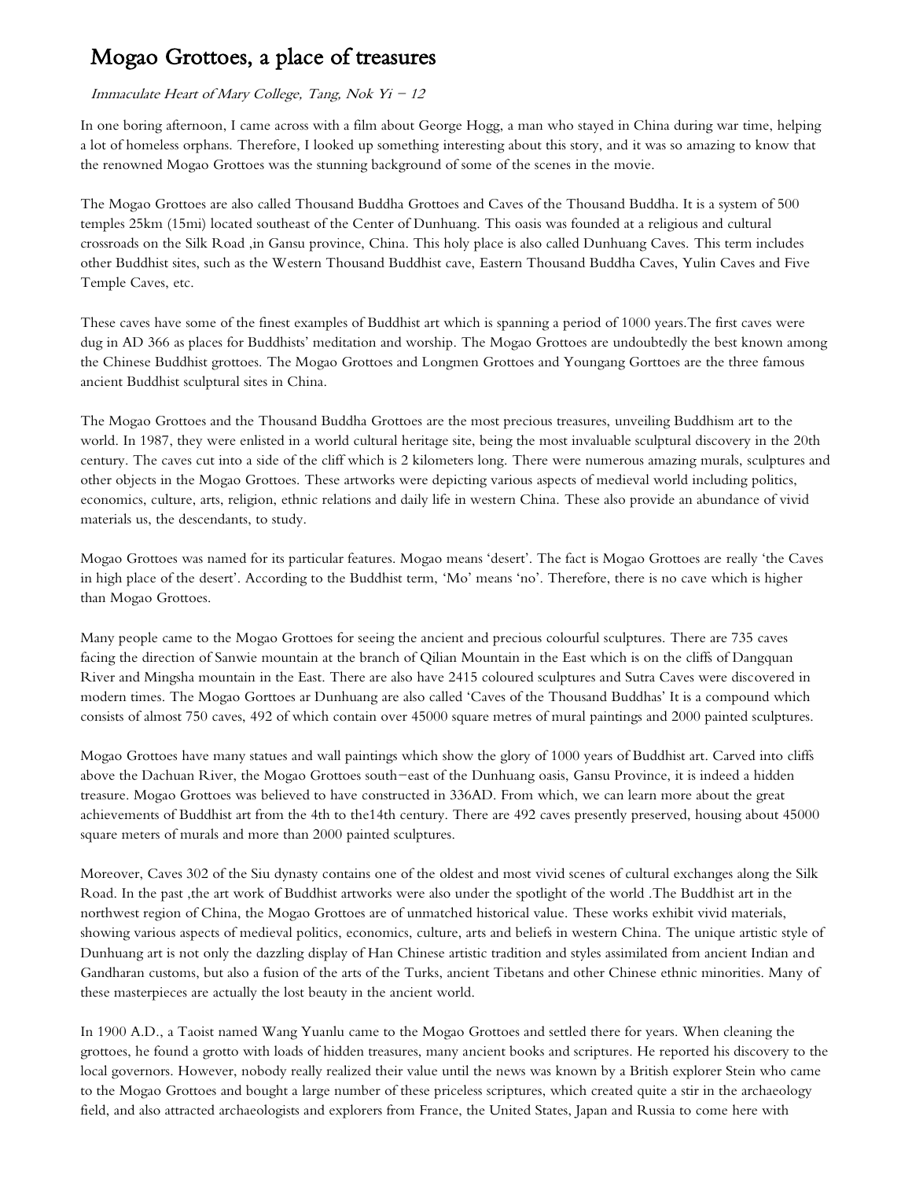# Mogao Grottoes, a place of treasures

*Immaculate Heart of Mary College, Tang, Nok Yi – 12*

In one boring afternoon, I came across with a film about George Hogg, a man who stayed in China during war time, helping a lot of homeless orphans. Therefore, I looked up something interesting about this story, and it was so amazing to know that the renowned Mogao Grottoes was the stunning background of some of the scenes in the movie.

The Mogao Grottoes are also called Thousand Buddha Grottoes and Caves of the Thousand Buddha. It is a system of 500 temples 25km (15mi) located southeast of the Center of Dunhuang. This oasis was founded at a religious and cultural crossroads on the Silk Road ,in Gansu province, China. This holy place is also called Dunhuang Caves. This term includes other Buddhist sites, such as the Western Thousand Buddhist cave, Eastern Thousand Buddha Caves, Yulin Caves and Five Temple Caves, etc.

These caves have some of the finest examples of Buddhist art which is spanning a period of 1000 years.The first caves were dug in AD 366 as places for Buddhists' meditation and worship. The Mogao Grottoes are undoubtedly the best known among the Chinese Buddhist grottoes. The Mogao Grottoes and Longmen Grottoes and Youngang Gorttoes are the three famous ancient Buddhist sculptural sites in China.

The Mogao Grottoes and the Thousand Buddha Grottoes are the most precious treasures, unveiling Buddhism art to the world. In 1987, they were enlisted in a world cultural heritage site, being the most invaluable sculptural discovery in the 20th century. The caves cut into a side of the cliff which is 2 kilometers long. There were numerous amazing murals, sculptures and other objects in the Mogao Grottoes. These artworks were depicting various aspects of medieval world including politics, economics, culture, arts, religion, ethnic relations and daily life in western China. These also provide an abundance of vivid materials us, the descendants, to study.

Mogao Grottoes was named for its particular features. Mogao means 'desert'. The fact is Mogao Grottoes are really 'the Caves in high place of the desert'. According to the Buddhist term, 'Mo' means 'no'. Therefore, there is no cave which is higher than Mogao Grottoes.

Many people came to the Mogao Grottoes for seeing the ancient and precious colourful sculptures. There are 735 caves facing the direction of Sanwie mountain at the branch of Qilian Mountain in the East which is on the cliffs of Dangquan River and Mingsha mountain in the East. There are also have 2415 coloured sculptures and Sutra Caves were discovered in modern times. The Mogao Gorttoes ar Dunhuang are also called 'Caves of the Thousand Buddhas' It is a compound which consists of almost 750 caves, 492 of which contain over 45000 square metres of mural paintings and 2000 painted sculptures.

Mogao Grottoes have many statues and wall paintings which show the glory of 1000 years of Buddhist art. Carved into cliffs above the Dachuan River, the Mogao Grottoes south–east of the Dunhuang oasis, Gansu Province, it is indeed a hidden treasure. Mogao Grottoes was believed to have constructed in 336AD. From which, we can learn more about the great achievements of Buddhist art from the 4th to the14th century. There are 492 caves presently preserved, housing about 45000 square meters of murals and more than 2000 painted sculptures.

Moreover, Caves 302 of the Siu dynasty contains one of the oldest and most vivid scenes of cultural exchanges along the Silk Road. In the past ,the art work of Buddhist artworks were also under the spotlight of the world .The Buddhist art in the northwest region of China, the Mogao Grottoes are of unmatched historical value. These works exhibit vivid materials, showing various aspects of medieval politics, economics, culture, arts and beliefs in western China. The unique artistic style of Dunhuang art is not only the dazzling display of Han Chinese artistic tradition and styles assimilated from ancient Indian and Gandharan customs, but also a fusion of the arts of the Turks, ancient Tibetans and other Chinese ethnic minorities. Many of these masterpieces are actually the lost beauty in the ancient world.

In 1900 A.D., a Taoist named Wang Yuanlu came to the Mogao Grottoes and settled there for years. When cleaning the grottoes, he found a grotto with loads of hidden treasures, many ancient books and scriptures. He reported his discovery to the local governors. However, nobody really realized their value until the news was known by a British explorer Stein who came to the Mogao Grottoes and bought a large number of these priceless scriptures, which created quite a stir in the archaeology field, and also attracted archaeologists and explorers from France, the United States, Japan and Russia to come here with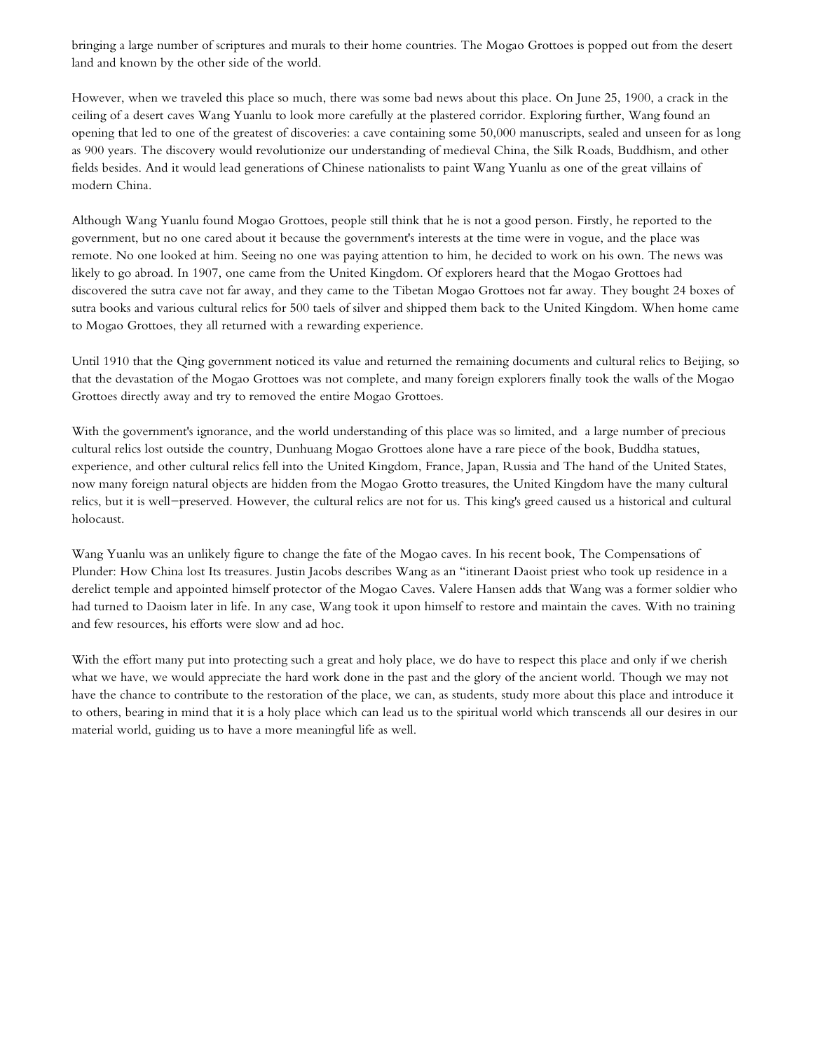bringing a large number of scriptures and murals to their home countries. The Mogao Grottoes is popped out from the desert land and known by the other side of the world.

However, when we traveled this place so much, there was some bad news about this place. On June 25, 1900, a crack in the ceiling of a desert caves Wang Yuanlu to look more carefully at the plastered corridor. Exploring further, Wang found an opening that led to one of the greatest of discoveries: a cave containing some 50,000 manuscripts, sealed and unseen for as long as 900 years. The discovery would revolutionize our understanding of medieval China, the Silk Roads, Buddhism, and other fields besides. And it would lead generations of Chinese nationalists to paint Wang Yuanlu as one of the great villains of modern China.

Although Wang Yuanlu found Mogao Grottoes, people still think that he is not a good person. Firstly, he reported to the government, but no one cared about it because the government's interests at the time were in vogue, and the place was remote. No one looked at him. Seeing no one was paying attention to him, he decided to work on his own. The news was likely to go abroad. In 1907, one came from the United Kingdom. Of explorers heard that the Mogao Grottoes had discovered the sutra cave not far away, and they came to the Tibetan Mogao Grottoes not far away. They bought 24 boxes of sutra books and various cultural relics for 500 taels of silver and shipped them back to the United Kingdom. When home came to Mogao Grottoes, they all returned with a rewarding experience.

Until 1910 that the Qing government noticed its value and returned the remaining documents and cultural relics to Beijing, so that the devastation of the Mogao Grottoes was not complete, and many foreign explorers finally took the walls of the Mogao Grottoes directly away and try to removed the entire Mogao Grottoes.

With the government's ignorance, and the world understanding of this place was so limited, and a large number of precious cultural relics lost outside the country, Dunhuang Mogao Grottoes alone have a rare piece of the book, Buddha statues, experience, and other cultural relics fell into the United Kingdom, France, Japan, Russia and The hand of the United States, now many foreign natural objects are hidden from the Mogao Grotto treasures, the United Kingdom have the many cultural relics, but it is well−preserved. However, the cultural relics are not for us. This king's greed caused us a historical and cultural holocaust.

Wang Yuanlu was an unlikely figure to change the fate of the Mogao caves. In his recent book, The Compensations of Plunder: How China lost Its treasures. Justin Jacobs describes Wang as an "itinerant Daoist priest who took up residence in a derelict temple and appointed himself protector of the Mogao Caves. Valere Hansen adds that Wang was a former soldier who had turned to Daoism later in life. In any case, Wang took it upon himself to restore and maintain the caves. With no training and few resources, his efforts were slow and ad hoc.

With the effort many put into protecting such a great and holy place, we do have to respect this place and only if we cherish what we have, we would appreciate the hard work done in the past and the glory of the ancient world. Though we may not have the chance to contribute to the restoration of the place, we can, as students, study more about this place and introduce it to others, bearing in mind that it is a holy place which can lead us to the spiritual world which transcends all our desires in our material world, guiding us to have a more meaningful life as well.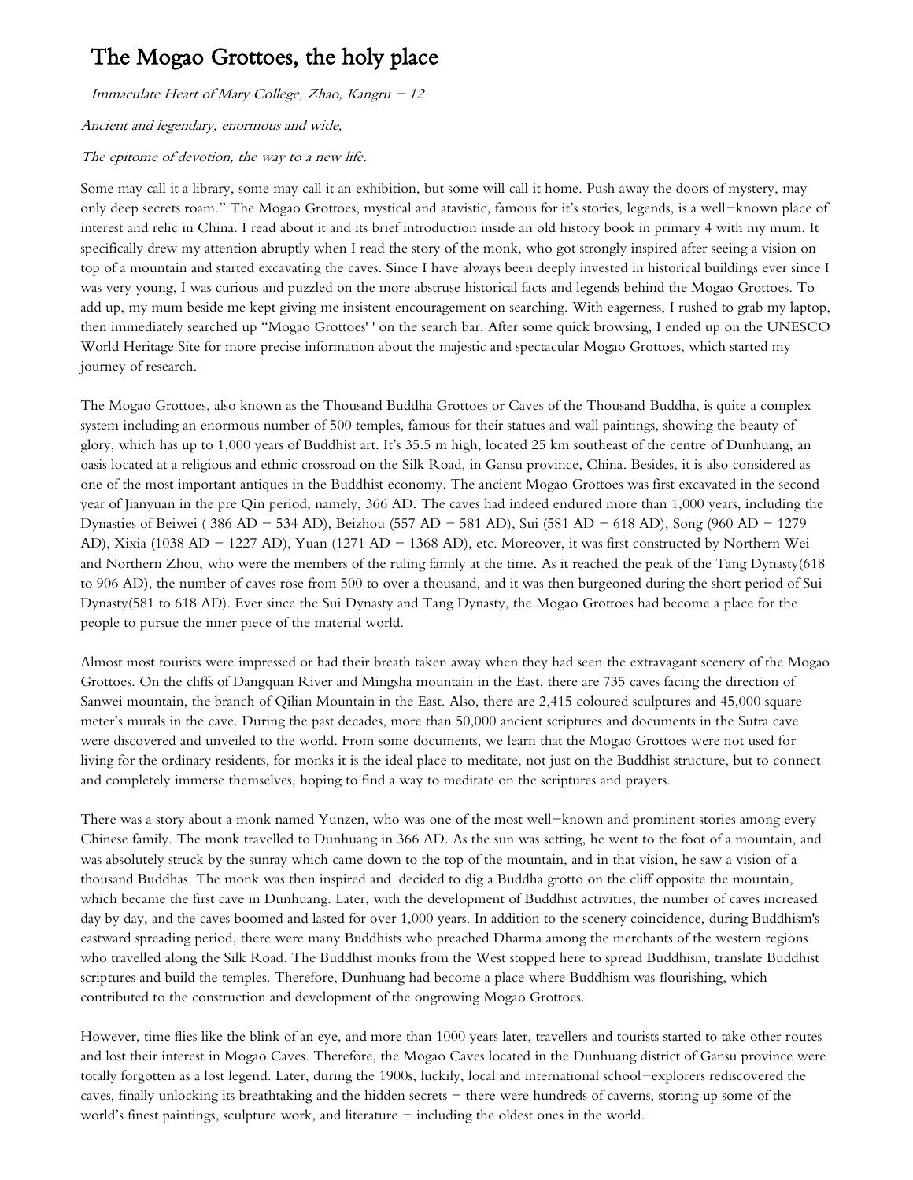# The Mogao Grottoes, the holy place

*Immaculate Heart of Mary College, Zhao, Kangru – 12*

*Ancient and legendary, enormous and wide,*

*The epitome of devotion, the way to a new life.*

Some may call it a library, some may call it an exhibition, but some will call it home. Push away the doors of mystery, may only deep secrets roam." The Mogao Grottoes, mystical and atavistic, famous for it's stories, legends, is a well-known place of interest and relic in China. I read about it and its brief introduction inside an old history book in primary 4 with my mum. It specifically drew my attention abruptly when I read the story of the monk, who got strongly inspired after seeing a vision on top of a mountain and started excavating the caves. Since I have always been deeply invested in historical buildings ever since I was very young, I was curious and puzzled on the more abstruse historical facts and legends behind the Mogao Grottoes. To add up, my mum beside me kept giving me insistent encouragement on searching. With eagerness, I rushed to grab my laptop, then immediately searched up "Mogao Grottoes' ' on the search bar. After some quick browsing, I ended up on the UNESCO World Heritage Site for more precise information about the majestic and spectacular Mogao Grottoes, which started my journey of research.

The Mogao Grottoes, also known as the Thousand Buddha Grottoes or Caves of the Thousand Buddha, is quite a complex system including an enormous number of 500 temples, famous for their statues and wall paintings, showing the beauty of glory, which has up to 1,000 years of Buddhist art. It's 35.5 m high, located 25 km southeast of the centre of Dunhuang, an oasis located at a religious and ethnic crossroad on the Silk Road, in Gansu province, China. Besides, it is also considered as one of the most important antiques in the Buddhist economy. The ancient Mogao Grottoes was first excavated in the second year of Jianyuan in the pre Qin period, namely, 366 AD. The caves had indeed endured more than 1,000 years, including the Dynasties of Beiwei ( 386 AD – 534 AD), Beizhou (557 AD – 581 AD), Sui (581 AD – 618 AD), Song (960 AD – 1279 AD), Xixia (1038 AD – 1227 AD), Yuan (1271 AD – 1368 AD), etc. Moreover, it was first constructed by Northern Wei and Northern Zhou, who were the members of the ruling family at the time. As it reached the peak of the Tang Dynasty(618 to 906 AD), the number of caves rose from 500 to over a thousand, and it was then burgeoned during the short period of Sui Dynasty(581 to 618 AD). Ever since the Sui Dynasty and Tang Dynasty, the Mogao Grottoes had become a place for the people to pursue the inner piece of the material world.

Almost most tourists were impressed or had their breath taken away when they had seen the extravagant scenery of the Mogao Grottoes. On the cliffs of Dangquan River and Mingsha mountain in the East, there are 735 caves facing the direction of Sanwei mountain, the branch of Qilian Mountain in the East. Also, there are 2,415 coloured sculptures and 45,000 square meter's murals in the cave. During the past decades, more than 50,000 ancient scriptures and documents in the Sutra cave were discovered and unveiled to the world. From some documents, we learn that the Mogao Grottoes were not used for living for the ordinary residents, for monks it is the ideal place to meditate, not just on the Buddhist structure, but to connect and completely immerse themselves, hoping to find a way to meditate on the scriptures and prayers.

There was a story about a monk named Yunzen, who was one of the most well-known and prominent stories among every Chinese family. The monk travelled to Dunhuang in 366 AD. As the sun was setting, he went to the foot of a mountain, and was absolutely struck by the sunray which came down to the top of the mountain, and in that vision, he saw a vision of a thousand Buddhas. The monk was then inspired and decided to dig a Buddha grotto on the cliff opposite the mountain, which became the first cave in Dunhuang. Later, with the development of Buddhist activities, the number of caves increased day by day, and the caves boomed and lasted for over 1,000 years. In addition to the scenery coincidence, during Buddhism's eastward spreading period, there were many Buddhists who preached Dharma among the merchants of the western regions who travelled along the Silk Road. The Buddhist monks from the West stopped here to spread Buddhism, translate Buddhist scriptures and build the temples. Therefore, Dunhuang had become a place where Buddhism was flourishing, which contributed to the construction and development of the ongrowing Mogao Grottoes.

However, time flies like the blink of an eye, and more than 1000 years later, travellers and tourists started to take other routes and lost their interest in Mogao Caves. Therefore, the Mogao Caves located in the Dunhuang district of Gansu province were totally forgotten as a lost legend. Later, during the 1900s, luckily, local and international school-explorers rediscovered the caves, finally unlocking its breathtaking and the hidden secrets – there were hundreds of caverns, storing up some of the world's finest paintings, sculpture work, and literature – including the oldest ones in the world.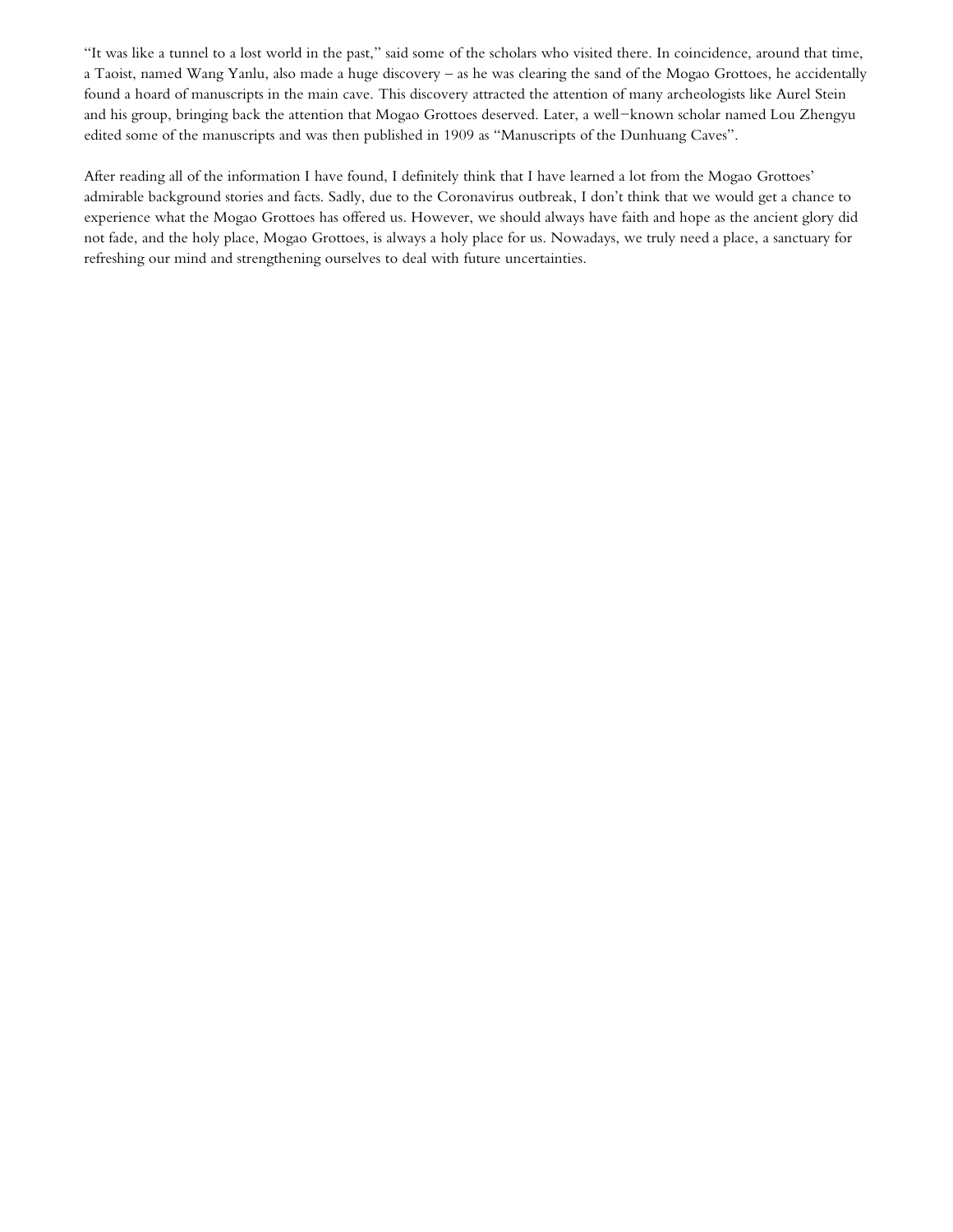"It was like a tunnel to a lost world in the past," said some of the scholars who visited there. In coincidence, around that time, a Taoist, named Wang Yanlu, also made a huge discovery – as he was clearing the sand of the Mogao Grottoes, he accidentally found a hoard of manuscripts in the main cave. This discovery attracted the attention of many archeologists like Aurel Stein and his group, bringing back the attention that Mogao Grottoes deserved. Later, a well−known scholar named Lou Zhengyu edited some of the manuscripts and was then published in 1909 as "Manuscripts of the Dunhuang Caves".

After reading all of the information I have found, I definitely think that I have learned a lot from the Mogao Grottoes' admirable background stories and facts. Sadly, due to the Coronavirus outbreak, I don't think that we would get a chance to experience what the Mogao Grottoes has offered us. However, we should always have faith and hope as the ancient glory did not fade, and the holy place, Mogao Grottoes, is always a holy place for us. Nowadays, we truly need a place, a sanctuary for refreshing our mind and strengthening ourselves to deal with future uncertainties.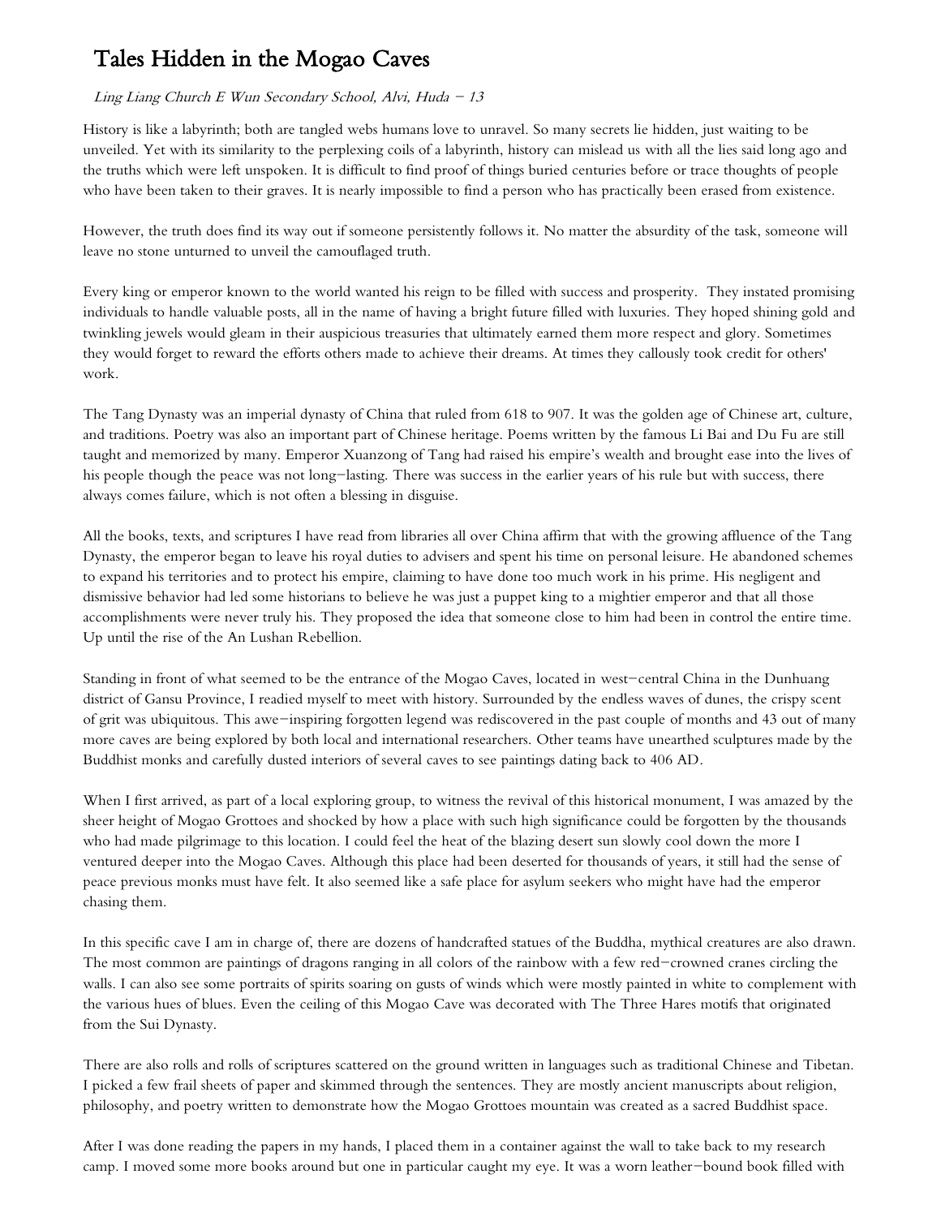# Tales Hidden in the Mogao Caves

*Ling Liang Church E Wun Secondary School, Alvi, Huda – 13*

History is like a labyrinth; both are tangled webs humans love to unravel. So many secrets lie hidden, just waiting to be unveiled. Yet with its similarity to the perplexing coils of a labyrinth, history can mislead us with all the lies said long ago and the truths which were left unspoken. It is difficult to find proof of things buried centuries before or trace thoughts of people who have been taken to their graves. It is nearly impossible to find a person who has practically been erased from existence.

However, the truth does find its way out if someone persistently follows it. No matter the absurdity of the task, someone will leave no stone unturned to unveil the camouflaged truth.

Every king or emperor known to the world wanted his reign to be filled with success and prosperity. They instated promising individuals to handle valuable posts, all in the name of having a bright future filled with luxuries. They hoped shining gold and twinkling jewels would gleam in their auspicious treasuries that ultimately earned them more respect and glory. Sometimes they would forget to reward the efforts others made to achieve their dreams. At times they callously took credit for others' work.

The Tang Dynasty was an imperial dynasty of China that ruled from 618 to 907. It was the golden age of Chinese art, culture, and traditions. Poetry was also an important part of Chinese heritage. Poems written by the famous Li Bai and Du Fu are still taught and memorized by many. Emperor Xuanzong of Tang had raised his empire's wealth and brought ease into the lives of his people though the peace was not long-lasting. There was success in the earlier years of his rule but with success, there always comes failure, which is not often a blessing in disguise.

All the books, texts, and scriptures I have read from libraries all over China affirm that with the growing affluence of the Tang Dynasty, the emperor began to leave his royal duties to advisers and spent his time on personal leisure. He abandoned schemes to expand his territories and to protect his empire, claiming to have done too much work in his prime. His negligent and dismissive behavior had led some historians to believe he was just a puppet king to a mightier emperor and that all those accomplishments were never truly his. They proposed the idea that someone close to him had been in control the entire time. Up until the rise of the An Lushan Rebellion.

Standing in front of what seemed to be the entrance of the Mogao Caves, located in west-central China in the Dunhuang district of Gansu Province, I readied myself to meet with history. Surrounded by the endless waves of dunes, the crispy scent of grit was ubiquitous. This awe-inspiring forgotten legend was rediscovered in the past couple of months and 43 out of many more caves are being explored by both local and international researchers. Other teams have unearthed sculptures made by the Buddhist monks and carefully dusted interiors of several caves to see paintings dating back to 406 AD.

When I first arrived, as part of a local exploring group, to witness the revival of this historical monument, I was amazed by the sheer height of Mogao Grottoes and shocked by how a place with such high significance could be forgotten by the thousands who had made pilgrimage to this location. I could feel the heat of the blazing desert sun slowly cool down the more I ventured deeper into the Mogao Caves. Although this place had been deserted for thousands of years, it still had the sense of peace previous monks must have felt. It also seemed like a safe place for asylum seekers who might have had the emperor chasing them.

In this specific cave I am in charge of, there are dozens of handcrafted statues of the Buddha, mythical creatures are also drawn. The most common are paintings of dragons ranging in all colors of the rainbow with a few red-crowned cranes circling the walls. I can also see some portraits of spirits soaring on gusts of winds which were mostly painted in white to complement with the various hues of blues. Even the ceiling of this Mogao Cave was decorated with The Three Hares motifs that originated from the Sui Dynasty.

There are also rolls and rolls of scriptures scattered on the ground written in languages such as traditional Chinese and Tibetan. I picked a few frail sheets of paper and skimmed through the sentences. They are mostly ancient manuscripts about religion, philosophy, and poetry written to demonstrate how the Mogao Grottoes mountain was created as a sacred Buddhist space.

After I was done reading the papers in my hands, I placed them in a container against the wall to take back to my research camp. I moved some more books around but one in particular caught my eye. It was a worn leather-bound book filled with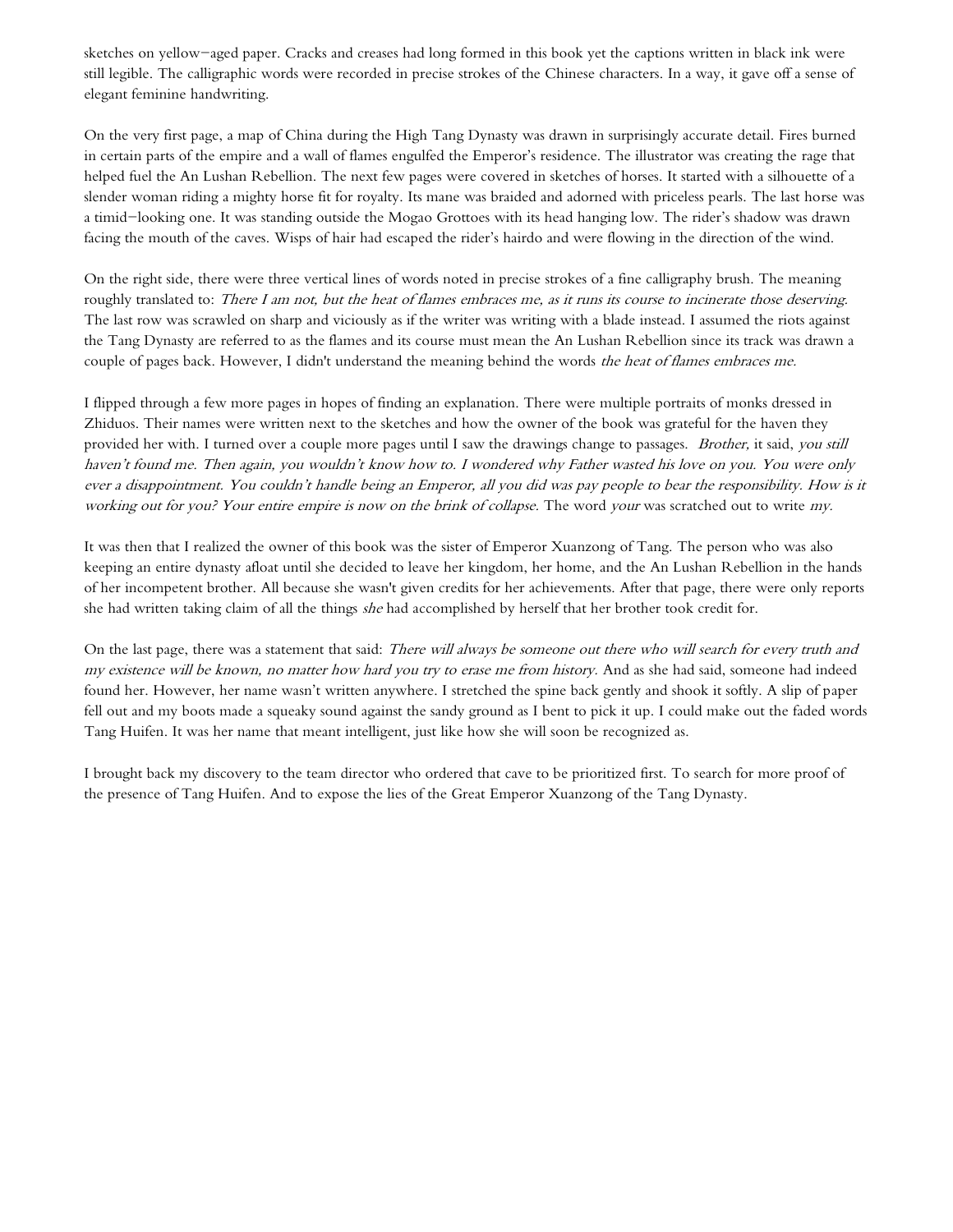sketches on yellow–aged paper. Cracks and creases had long formed in this book yet the captions written in black ink were still legible. The calligraphic words were recorded in precise strokes of the Chinese characters. In a way, it gave off a sense of elegant feminine handwriting.

On the very first page, a map of China during the High Tang Dynasty was drawn in surprisingly accurate detail. Fires burned in certain parts of the empire and a wall of flames engulfed the Emperor's residence. The illustrator was creating the rage that helped fuel the An Lushan Rebellion. The next few pages were covered in sketches of horses. It started with a silhouette of a slender woman riding a mighty horse fit for royalty. Its mane was braided and adorned with priceless pearls. The last horse was a timid–looking one. It was standing outside the Mogao Grottoes with its head hanging low. The rider's shadow was drawn facing the mouth of the caves. Wisps of hair had escaped the rider's hairdo and were flowing in the direction of the wind.

On the right side, there were three vertical lines of words noted in precise strokes of a fine calligraphy brush. The meaning roughly translated to: *There I am not, but the heat of flames embraces me, as it runs its course to incinerate those deserving.* The last row was scrawled on sharp and viciously as if the writer was writing with a blade instead. I assumed the riots against the Tang Dynasty are referred to as the flames and its course must mean the An Lushan Rebellion since its track was drawn a couple of pages back. However, I didn't understand the meaning behind the words *the heat of flames embraces me.*

I flipped through a few more pages in hopes of finding an explanation. There were multiple portraits of monks dressed in Zhiduos. Their names were written next to the sketches and how the owner of the book was grateful for the haven they provided her with. I turned over a couple more pages until I saw the drawings change to passages. *Brother,* it said, *you still haven't found me. Then again, you wouldn't know how to. I wondered why Father wasted his love on you. You were only ever a disappointment. You couldn't handle being an Emperor, all you did was pay people to bear the responsibility. How is it working out for you? Your entire empire is now on the brink of collapse.* The word *your* was scratched out to write *my*.

It was then that I realized the owner of this book was the sister of Emperor Xuanzong of Tang. The person who was also keeping an entire dynasty afloat until she decided to leave her kingdom, her home, and the An Lushan Rebellion in the hands of her incompetent brother. All because she wasn't given credits for her achievements. After that page, there were only reports she had written taking claim of all the things *she* had accomplished by herself that her brother took credit for.

On the last page, there was a statement that said: *There will always be someone out there who will search for every truth and my existence will be known, no matter how hard you try to erase me from history.* And as she had said, someone had indeed found her. However, her name wasn't written anywhere. I stretched the spine back gently and shook it softly. A slip of paper fell out and my boots made a squeaky sound against the sandy ground as I bent to pick it up. I could make out the faded words Tang Huifen. It was her name that meant intelligent, just like how she will soon be recognized as.

I brought back my discovery to the team director who ordered that cave to be prioritized first. To search for more proof of the presence of Tang Huifen. And to expose the lies of the Great Emperor Xuanzong of the Tang Dynasty.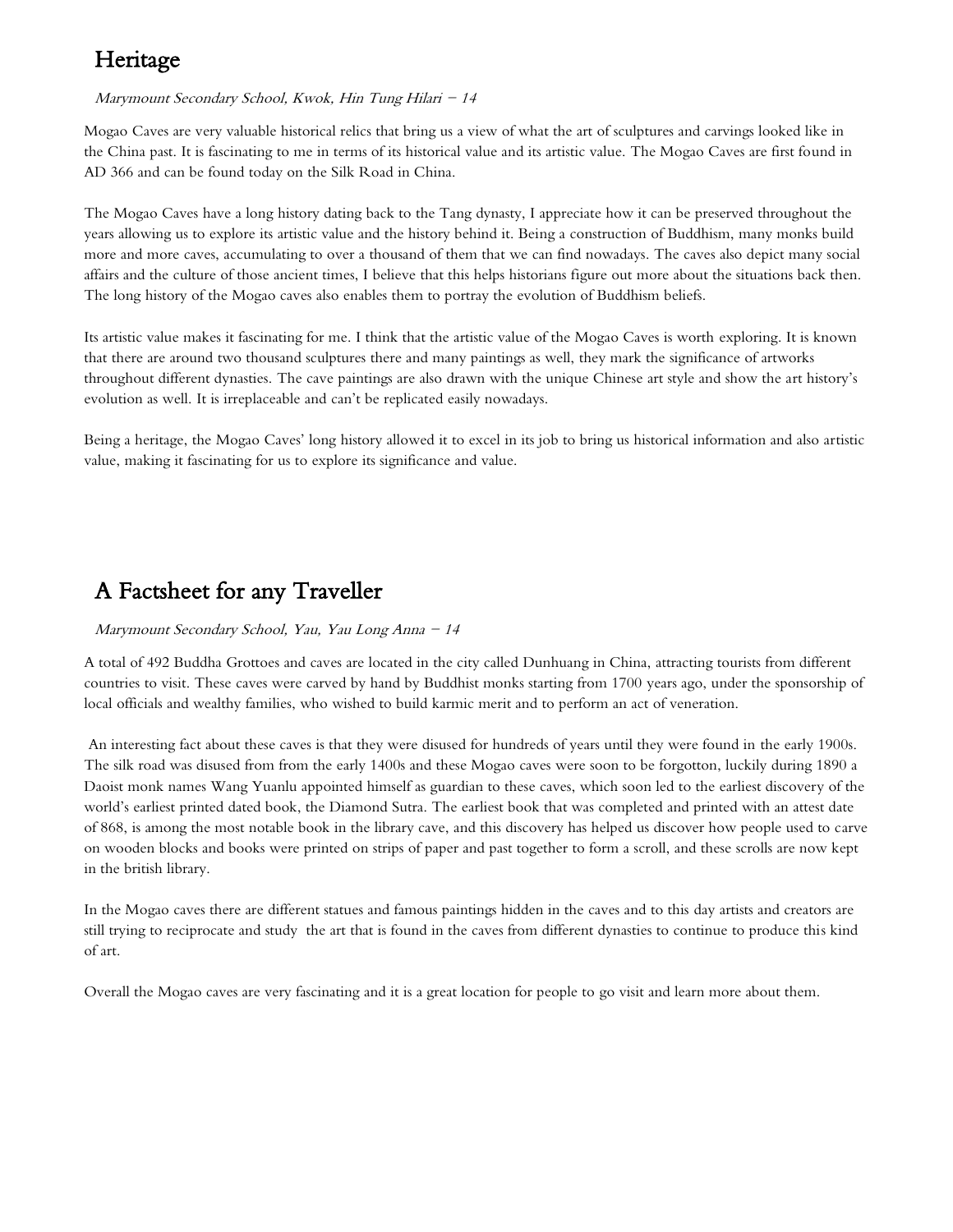## Heritage

*Marymount Secondary School, Kwok, Hin Tung Hilari – 14*

Mogao Caves are very valuable historical relics that bring us a view of what the art of sculptures and carvings looked like in the China past. It is fascinating to me in terms of its historical value and its artistic value. The Mogao Caves are first found in AD 366 and can be found today on the Silk Road in China.

The Mogao Caves have a long history dating back to the Tang dynasty, I appreciate how it can be preserved throughout the years allowing us to explore its artistic value and the history behind it. Being a construction of Buddhism, many monks build more and more caves, accumulating to over a thousand of them that we can find nowadays. The caves also depict many social affairs and the culture of those ancient times, I believe that this helps historians figure out more about the situations back then. The long history of the Mogao caves also enables them to portray the evolution of Buddhism beliefs.

Its artistic value makes it fascinating for me. I think that the artistic value of the Mogao Caves is worth exploring. It is known that there are around two thousand sculptures there and many paintings as well, they mark the significance of artworks throughout different dynasties. The cave paintings are also drawn with the unique Chinese art style and show the art history's evolution as well. It is irreplaceable and can't be replicated easily nowadays.

Being a heritage, the Mogao Caves' long history allowed it to excel in its job to bring us historical information and also artistic value, making it fascinating for us to explore its significance and value.

## A Factsheet for any Traveller

*Marymount Secondary School, Yau, Yau Long Anna – 14*

A total of 492 Buddha Grottoes and caves are located in the city called Dunhuang in China, attracting tourists from different countries to visit. These caves were carved by hand by Buddhist monks starting from 1700 years ago, under the sponsorship of local officials and wealthy families, who wished to build karmic merit and to perform an act of veneration.

An interesting fact about these caves is that they were disused for hundreds of years until they were found in the early 1900s. The silk road was disused from from the early 1400s and these Mogao caves were soon to be forgotton, luckily during 1890 a Daoist monk names Wang Yuanlu appointed himself as guardian to these caves, which soon led to the earliest discovery of the world's earliest printed dated book, the Diamond Sutra. The earliest book that was completed and printed with an attest date of 868, is among the most notable book in the library cave, and this discovery has helped us discover how people used to carve on wooden blocks and books were printed on strips of paper and past together to form a scroll, and these scrolls are now kept in the british library.

In the Mogao caves there are different statues and famous paintings hidden in the caves and to this day artists and creators are still trying to reciprocate and study the art that is found in the caves from different dynasties to continue to produce this kind of art.

Overall the Mogao caves are very fascinating and it is a great location for people to go visit and learn more about them.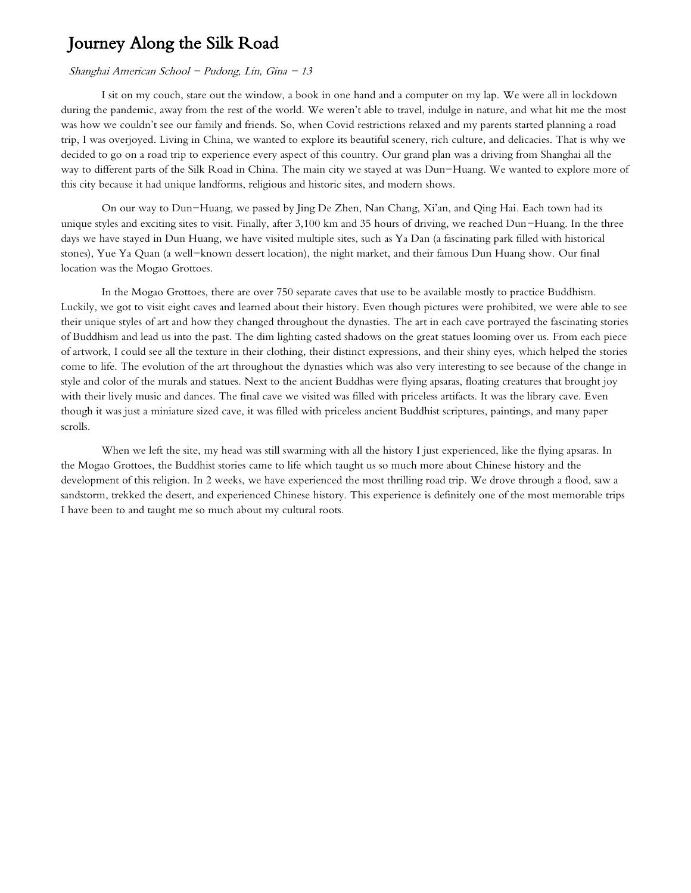# Journey Along the Silk Road

*Shanghai American School – Pudong, Lin, Gina – 13*

I sit on my couch, stare out the window, a book in one hand and a computer on my lap. We were all in lockdown during the pandemic, away from the rest of the world. We weren't able to travel, indulge in nature, and what hit me the most was how we couldn't see our family and friends. So, when Covid restrictions relaxed and my parents started planning a road trip, I was overjoyed. Living in China, we wanted to explore its beautiful scenery, rich culture, and delicacies. That is why we decided to go on a road trip to experience every aspect of this country. Our grand plan was a driving from Shanghai all the way to different parts of the Silk Road in China. The main city we stayed at was Dun–Huang. We wanted to explore more of this city because it had unique landforms, religious and historic sites, and modern shows.

On our way to Dun–Huang, we passed by Jing De Zhen, Nan Chang, Xi'an, and Qing Hai. Each town had its unique styles and exciting sites to visit. Finally, after 3,100 km and 35 hours of driving, we reached Dun–Huang. In the three days we have stayed in Dun Huang, we have visited multiple sites, such as Ya Dan (a fascinating park filled with historical stones), Yue Ya Quan (a well–known dessert location), the night market, and their famous Dun Huang show. Our final location was the Mogao Grottoes.

In the Mogao Grottoes, there are over 750 separate caves that use to be available mostly to practice Buddhism. Luckily, we got to visit eight caves and learned about their history. Even though pictures were prohibited, we were able to see their unique styles of art and how they changed throughout the dynasties. The art in each cave portrayed the fascinating stories of Buddhism and lead us into the past. The dim lighting casted shadows on the great statues looming over us. From each piece of artwork, I could see all the texture in their clothing, their distinct expressions, and their shiny eyes, which helped the stories come to life. The evolution of the art throughout the dynasties which was also very interesting to see because of the change in style and color of the murals and statues. Next to the ancient Buddhas were flying apsaras, floating creatures that brought joy with their lively music and dances. The final cave we visited was filled with priceless artifacts. It was the library cave. Even though it was just a miniature sized cave, it was filled with priceless ancient Buddhist scriptures, paintings, and many paper scrolls.

When we left the site, my head was still swarming with all the history I just experienced, like the flying apsaras. In the Mogao Grottoes, the Buddhist stories came to life which taught us so much more about Chinese history and the development of this religion. In 2 weeks, we have experienced the most thrilling road trip. We drove through a flood, saw a sandstorm, trekked the desert, and experienced Chinese history. This experience is definitely one of the most memorable trips I have been to and taught me so much about my cultural roots.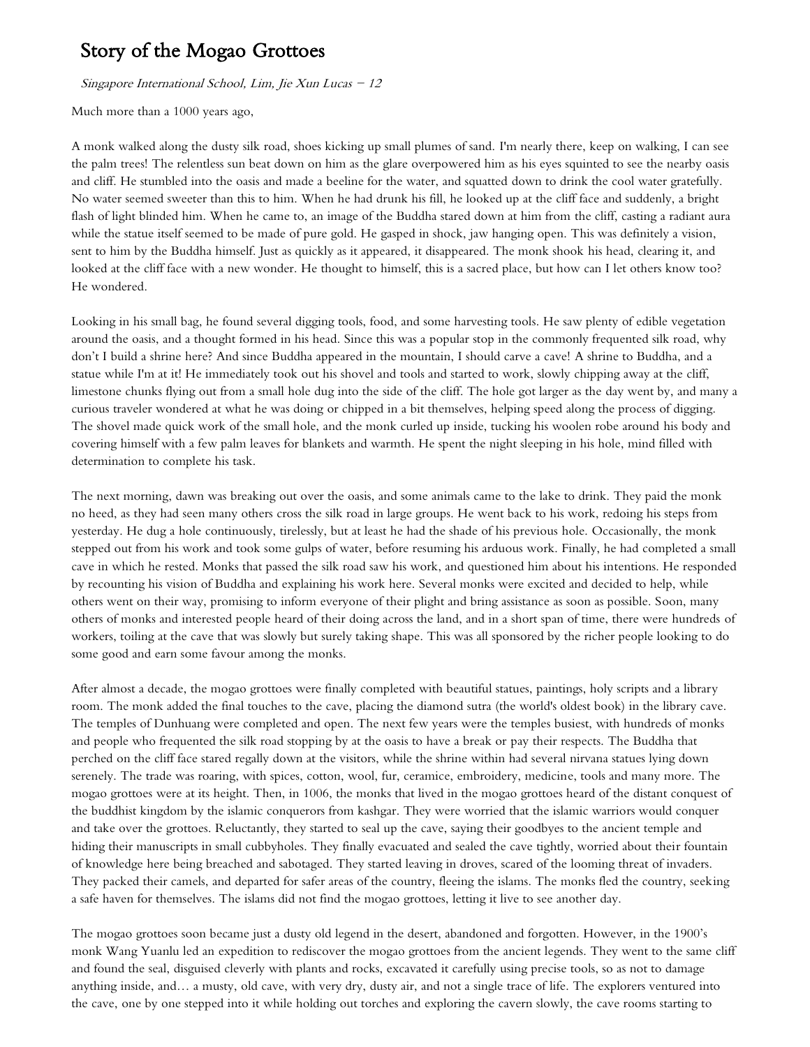# Story of the Mogao Grottoes

*Singapore International School, Lim, Jie Xun Lucas – 12*

Much more than a 1000 years ago,

A monk walked along the dusty silk road, shoes kicking up small plumes of sand. I'm nearly there, keep on walking, I can see the palm trees! The relentless sun beat down on him as the glare overpowered him as his eyes squinted to see the nearby oasis and cliff. He stumbled into the oasis and made a beeline for the water, and squatted down to drink the cool water gratefully. No water seemed sweeter than this to him. When he had drunk his fill, he looked up at the cliff face and suddenly, a bright flash of light blinded him. When he came to, an image of the Buddha stared down at him from the cliff, casting a radiant aura while the statue itself seemed to be made of pure gold. He gasped in shock, jaw hanging open. This was definitely a vision, sent to him by the Buddha himself. Just as quickly as it appeared, it disappeared. The monk shook his head, clearing it, and looked at the cliff face with a new wonder. He thought to himself, this is a sacred place, but how can I let others know too? He wondered.

Looking in his small bag, he found several digging tools, food, and some harvesting tools. He saw plenty of edible vegetation around the oasis, and a thought formed in his head. Since this was a popular stop in the commonly frequented silk road, why don't I build a shrine here? And since Buddha appeared in the mountain, I should carve a cave! A shrine to Buddha, and a statue while I'm at it! He immediately took out his shovel and tools and started to work, slowly chipping away at the cliff, limestone chunks flying out from a small hole dug into the side of the cliff. The hole got larger as the day went by, and many a curious traveler wondered at what he was doing or chipped in a bit themselves, helping speed along the process of digging. The shovel made quick work of the small hole, and the monk curled up inside, tucking his woolen robe around his body and covering himself with a few palm leaves for blankets and warmth. He spent the night sleeping in his hole, mind filled with determination to complete his task.

The next morning, dawn was breaking out over the oasis, and some animals came to the lake to drink. They paid the monk no heed, as they had seen many others cross the silk road in large groups. He went back to his work, redoing his steps from yesterday. He dug a hole continuously, tirelessly, but at least he had the shade of his previous hole. Occasionally, the monk stepped out from his work and took some gulps of water, before resuming his arduous work. Finally, he had completed a small cave in which he rested. Monks that passed the silk road saw his work, and questioned him about his intentions. He responded by recounting his vision of Buddha and explaining his work here. Several monks were excited and decided to help, while others went on their way, promising to inform everyone of their plight and bring assistance as soon as possible. Soon, many others of monks and interested people heard of their doing across the land, and in a short span of time, there were hundreds of workers, toiling at the cave that was slowly but surely taking shape. This was all sponsored by the richer people looking to do some good and earn some favour among the monks.

After almost a decade, the mogao grottoes were finally completed with beautiful statues, paintings, holy scripts and a library room. The monk added the final touches to the cave, placing the diamond sutra (the world's oldest book) in the library cave. The temples of Dunhuang were completed and open. The next few years were the temples busiest, with hundreds of monks and people who frequented the silk road stopping by at the oasis to have a break or pay their respects. The Buddha that perched on the cliff face stared regally down at the visitors, while the shrine within had several nirvana statues lying down serenely. The trade was roaring, with spices, cotton, wool, fur, ceramice, embroidery, medicine, tools and many more. The mogao grottoes were at its height. Then, in 1006, the monks that lived in the mogao grottoes heard of the distant conquest of the buddhist kingdom by the islamic conquerors from kashgar. They were worried that the islamic warriors would conquer and take over the grottoes. Reluctantly, they started to seal up the cave, saying their goodbyes to the ancient temple and hiding their manuscripts in small cubbyholes. They finally evacuated and sealed the cave tightly, worried about their fountain of knowledge here being breached and sabotaged. They started leaving in droves, scared of the looming threat of invaders. They packed their camels, and departed for safer areas of the country, fleeing the islams. The monks fled the country, seeking a safe haven for themselves. The islams did not find the mogao grottoes, letting it live to see another day.

The mogao grottoes soon became just a dusty old legend in the desert, abandoned and forgotten. However, in the 1900's monk Wang Yuanlu led an expedition to rediscover the mogao grottoes from the ancient legends. They went to the same cliff and found the seal, disguised cleverly with plants and rocks, excavated it carefully using precise tools, so as not to damage anything inside, and… a musty, old cave, with very dry, dusty air, and not a single trace of life. The explorers ventured into the cave, one by one stepped into it while holding out torches and exploring the cavern slowly, the cave rooms starting to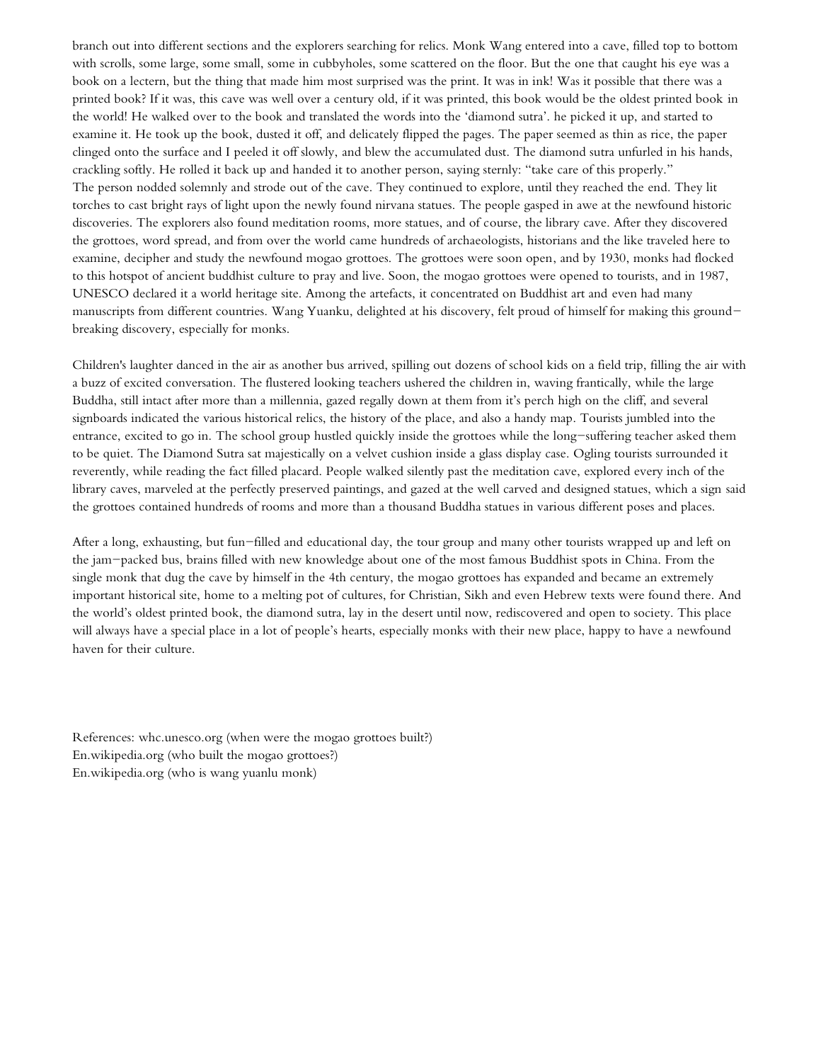branch out into different sections and the explorers searching for relics. Monk Wang entered into a cave, filled top to bottom with scrolls, some large, some small, some in cubbyholes, some scattered on the floor. But the one that caught his eye was a book on a lectern, but the thing that made him most surprised was the print. It was in ink! Was it possible that there was a printed book? If it was, this cave was well over a century old, if it was printed, this book would be the oldest printed book in the world! He walked over to the book and translated the words into the 'diamond sutra'. he picked it up, and started to examine it. He took up the book, dusted it off, and delicately flipped the pages. The paper seemed as thin as rice, the paper clinged onto the surface and I peeled it off slowly, and blew the accumulated dust. The diamond sutra unfurled in his hands, crackling softly. He rolled it back up and handed it to another person, saying sternly: "take care of this properly."
The person nodded solemnly and strode out of the cave. They continued to explore, until they reached the end. They lit torches to cast bright rays of light upon the newly found nirvana statues. The people gasped in awe at the newfound historic discoveries. The explorers also found meditation rooms, more statues, and of course, the library cave. After they discovered the grottoes, word spread, and from over the world came hundreds of archaeologists, historians and the like traveled here to examine, decipher and study the newfound mogao grottoes. The grottoes were soon open, and by 1930, monks had flocked to this hotspot of ancient buddhist culture to pray and live. Soon, the mogao grottoes were opened to tourists, and in 1987, UNESCO declared it a world heritage site. Among the artefacts, it concentrated on Buddhist art and even had many manuscripts from different countries. Wang Yuanku, delighted at his discovery, felt proud of himself for making this ground–breaking discovery, especially for monks.

Children's laughter danced in the air as another bus arrived, spilling out dozens of school kids on a field trip, filling the air with a buzz of excited conversation. The flustered looking teachers ushered the children in, waving frantically, while the large Buddha, still intact after more than a millennia, gazed regally down at them from it's perch high on the cliff, and several signboards indicated the various historical relics, the history of the place, and also a handy map. Tourists jumbled into the entrance, excited to go in. The school group hustled quickly inside the grottoes while the long–suffering teacher asked them to be quiet. The Diamond Sutra sat majestically on a velvet cushion inside a glass display case. Ogling tourists surrounded it reverently, while reading the fact filled placard. People walked silently past the meditation cave, explored every inch of the library caves, marveled at the perfectly preserved paintings, and gazed at the well carved and designed statues, which a sign said the grottoes contained hundreds of rooms and more than a thousand Buddha statues in various different poses and places.

After a long, exhausting, but fun–filled and educational day, the tour group and many other tourists wrapped up and left on the jam–packed bus, brains filled with new knowledge about one of the most famous Buddhist spots in China. From the single monk that dug the cave by himself in the 4th century, the mogao grottoes has expanded and became an extremely important historical site, home to a melting pot of cultures, for Christian, Sikh and even Hebrew texts were found there. And the world's oldest printed book, the diamond sutra, lay in the desert until now, rediscovered and open to society. This place will always have a special place in a lot of people's hearts, especially monks with their new place, happy to have a newfound haven for their culture.

References: whc.unesco.org (when were the mogao grottoes built?)
En.wikipedia.org (who built the mogao grottoes?)
En.wikipedia.org (who is wang yuanlu monk)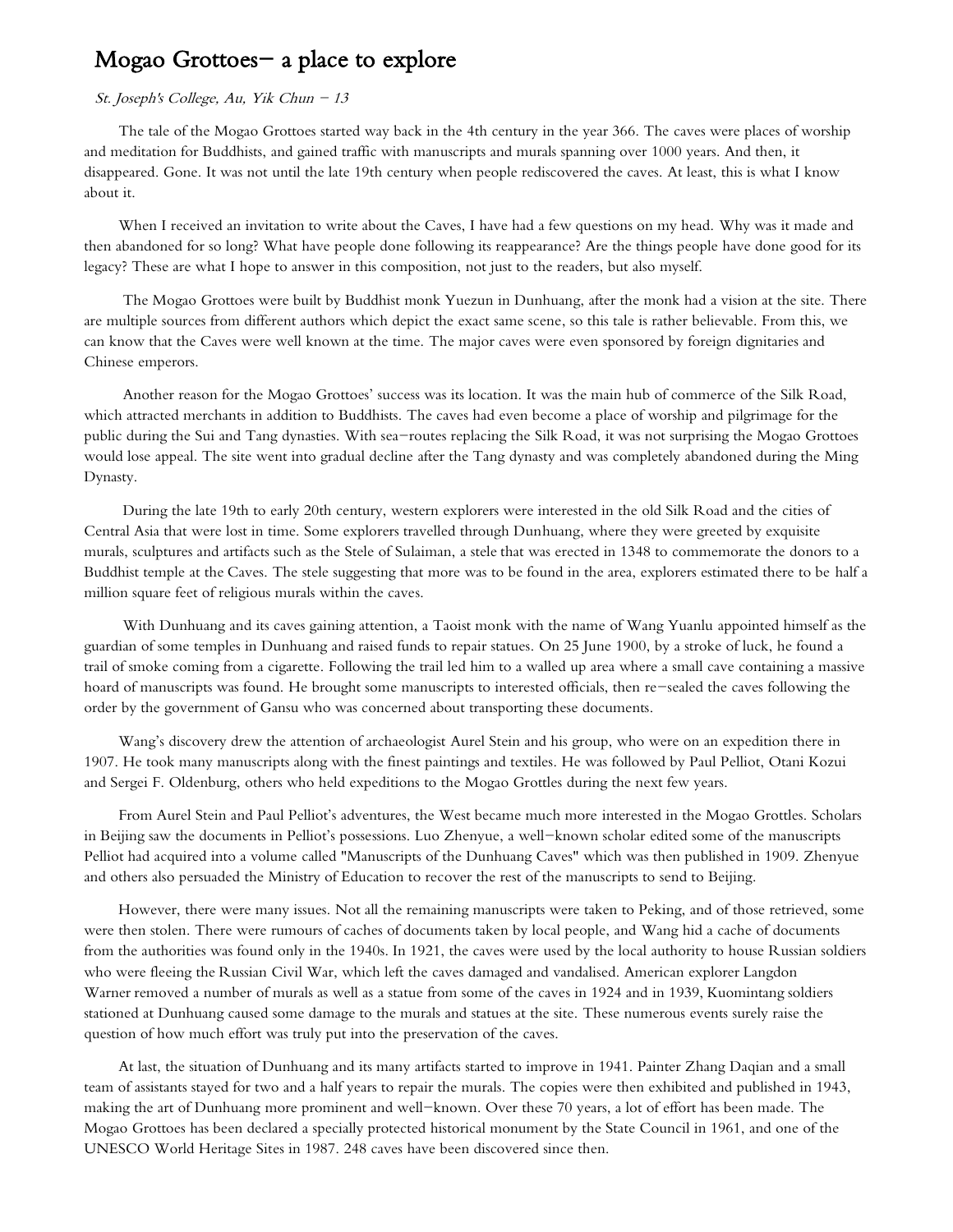# Mogao Grottoes– a place to explore

*St. Joseph's College, Au, Yik Chun – 13*

The tale of the Mogao Grottoes started way back in the 4th century in the year 366. The caves were places of worship and meditation for Buddhists, and gained traffic with manuscripts and murals spanning over 1000 years. And then, it disappeared. Gone. It was not until the late 19th century when people rediscovered the caves. At least, this is what I know about it.

When I received an invitation to write about the Caves, I have had a few questions on my head. Why was it made and then abandoned for so long? What have people done following its reappearance? Are the things people have done good for its legacy? These are what I hope to answer in this composition, not just to the readers, but also myself.

The Mogao Grottoes were built by Buddhist monk Yuezun in Dunhuang, after the monk had a vision at the site. There are multiple sources from different authors which depict the exact same scene, so this tale is rather believable. From this, we can know that the Caves were well known at the time. The major caves were even sponsored by foreign dignitaries and Chinese emperors.

Another reason for the Mogao Grottoes' success was its location. It was the main hub of commerce of the Silk Road, which attracted merchants in addition to Buddhists. The caves had even become a place of worship and pilgrimage for the public during the Sui and Tang dynasties. With sea–routes replacing the Silk Road, it was not surprising the Mogao Grottoes would lose appeal. The site went into gradual decline after the Tang dynasty and was completely abandoned during the Ming Dynasty.

During the late 19th to early 20th century, western explorers were interested in the old Silk Road and the cities of Central Asia that were lost in time. Some explorers travelled through Dunhuang, where they were greeted by exquisite murals, sculptures and artifacts such as the Stele of Sulaiman, a stele that was erected in 1348 to commemorate the donors to a Buddhist temple at the Caves. The stele suggesting that more was to be found in the area, explorers estimated there to be half a million square feet of religious murals within the caves.

With Dunhuang and its caves gaining attention, a Taoist monk with the name of Wang Yuanlu appointed himself as the guardian of some temples in Dunhuang and raised funds to repair statues. On 25 June 1900, by a stroke of luck, he found a trail of smoke coming from a cigarette. Following the trail led him to a walled up area where a small cave containing a massive hoard of manuscripts was found. He brought some manuscripts to interested officials, then re–sealed the caves following the order by the government of Gansu who was concerned about transporting these documents.

Wang's discovery drew the attention of archaeologist Aurel Stein and his group, who were on an expedition there in 1907. He took many manuscripts along with the finest paintings and textiles. He was followed by Paul Pelliot, Otani Kozui and Sergei F. Oldenburg, others who held expeditions to the Mogao Grottles during the next few years.

From Aurel Stein and Paul Pelliot's adventures, the West became much more interested in the Mogao Grottles. Scholars in Beijing saw the documents in Pelliot's possessions. Luo Zhenyue, a well–known scholar edited some of the manuscripts Pelliot had acquired into a volume called "Manuscripts of the Dunhuang Caves" which was then published in 1909. Zhenyue and others also persuaded the Ministry of Education to recover the rest of the manuscripts to send to Beijing.

However, there were many issues. Not all the remaining manuscripts were taken to Peking, and of those retrieved, some were then stolen. There were rumours of caches of documents taken by local people, and Wang hid a cache of documents from the authorities was found only in the 1940s. In 1921, the caves were used by the local authority to house Russian soldiers who were fleeing the Russian Civil War, which left the caves damaged and vandalised. American explorer Langdon Warner removed a number of murals as well as a statue from some of the caves in 1924 and in 1939, Kuomintang soldiers stationed at Dunhuang caused some damage to the murals and statues at the site. These numerous events surely raise the question of how much effort was truly put into the preservation of the caves.

At last, the situation of Dunhuang and its many artifacts started to improve in 1941. Painter Zhang Daqian and a small team of assistants stayed for two and a half years to repair the murals. The copies were then exhibited and published in 1943, making the art of Dunhuang more prominent and well–known. Over these 70 years, a lot of effort has been made. The Mogao Grottoes has been declared a specially protected historical monument by the State Council in 1961, and one of the UNESCO World Heritage Sites in 1987. 248 caves have been discovered since then.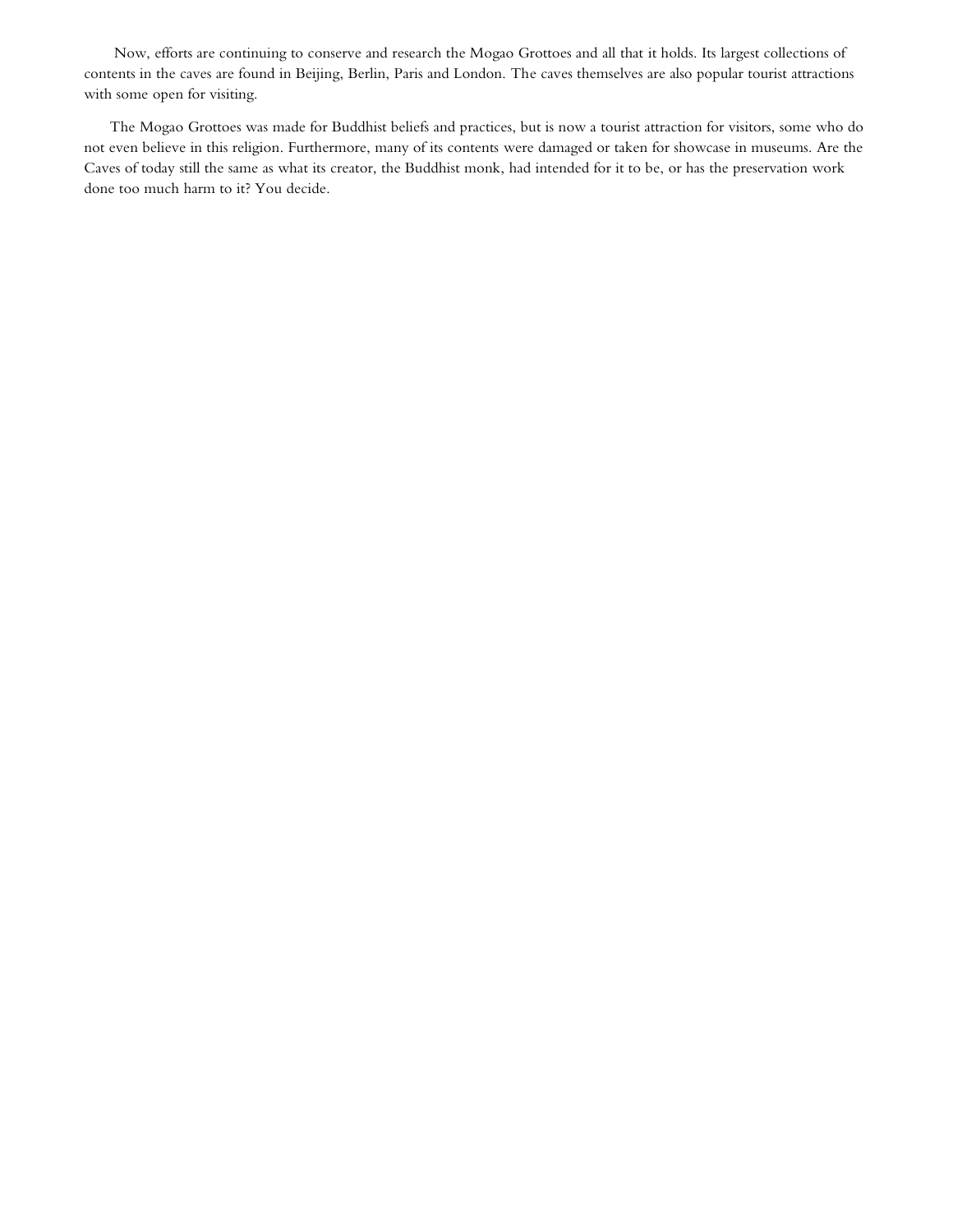Now, efforts are continuing to conserve and research the Mogao Grottoes and all that it holds. Its largest collections of contents in the caves are found in Beijing, Berlin, Paris and London. The caves themselves are also popular tourist attractions with some open for visiting.

The Mogao Grottoes was made for Buddhist beliefs and practices, but is now a tourist attraction for visitors, some who do not even believe in this religion. Furthermore, many of its contents were damaged or taken for showcase in museums. Are the Caves of today still the same as what its creator, the Buddhist monk, had intended for it to be, or has the preservation work done too much harm to it? You decide.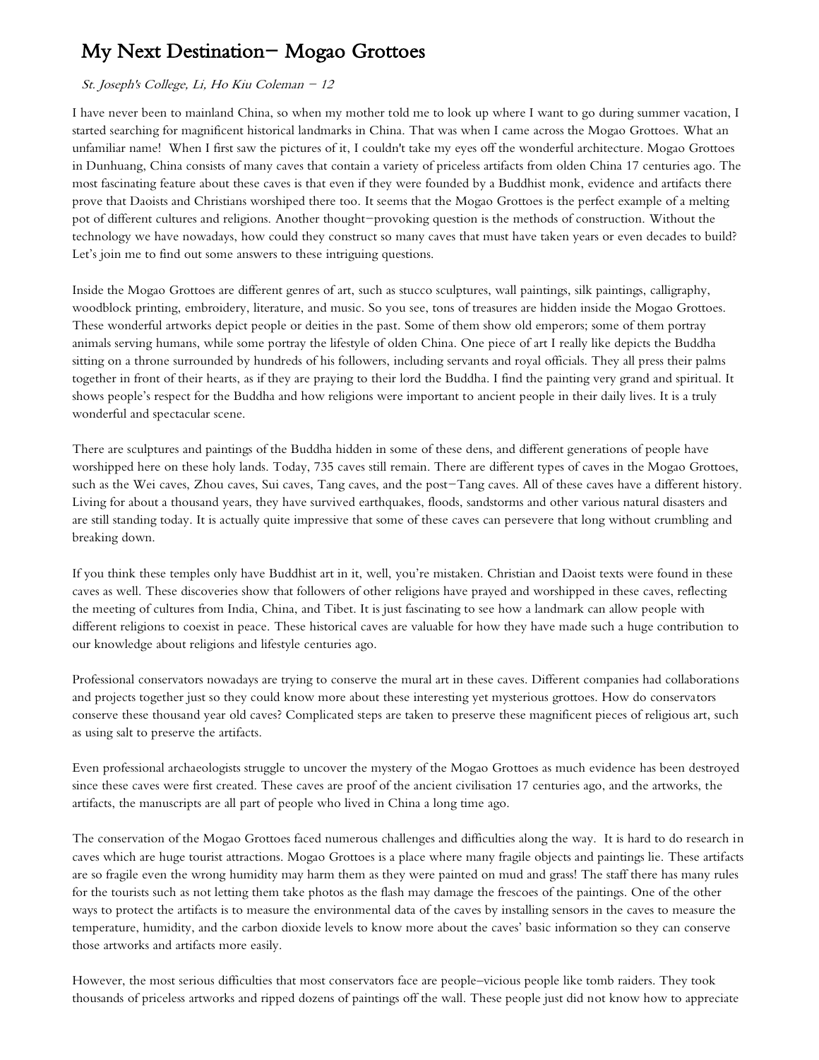# My Next Destination– Mogao Grottoes

*St. Joseph's College, Li, Ho Kiu Coleman – 12*

I have never been to mainland China, so when my mother told me to look up where I want to go during summer vacation, I started searching for magnificent historical landmarks in China. That was when I came across the Mogao Grottoes. What an unfamiliar name! When I first saw the pictures of it, I couldn't take my eyes off the wonderful architecture. Mogao Grottoes in Dunhuang, China consists of many caves that contain a variety of priceless artifacts from olden China 17 centuries ago. The most fascinating feature about these caves is that even if they were founded by a Buddhist monk, evidence and artifacts there prove that Daoists and Christians worshiped there too. It seems that the Mogao Grottoes is the perfect example of a melting pot of different cultures and religions. Another thought–provoking question is the methods of construction. Without the technology we have nowadays, how could they construct so many caves that must have taken years or even decades to build? Let's join me to find out some answers to these intriguing questions.

Inside the Mogao Grottoes are different genres of art, such as stucco sculptures, wall paintings, silk paintings, calligraphy, woodblock printing, embroidery, literature, and music. So you see, tons of treasures are hidden inside the Mogao Grottoes. These wonderful artworks depict people or deities in the past. Some of them show old emperors; some of them portray animals serving humans, while some portray the lifestyle of olden China. One piece of art I really like depicts the Buddha sitting on a throne surrounded by hundreds of his followers, including servants and royal officials. They all press their palms together in front of their hearts, as if they are praying to their lord the Buddha. I find the painting very grand and spiritual. It shows people's respect for the Buddha and how religions were important to ancient people in their daily lives. It is a truly wonderful and spectacular scene.

There are sculptures and paintings of the Buddha hidden in some of these dens, and different generations of people have worshipped here on these holy lands. Today, 735 caves still remain. There are different types of caves in the Mogao Grottoes, such as the Wei caves, Zhou caves, Sui caves, Tang caves, and the post–Tang caves. All of these caves have a different history. Living for about a thousand years, they have survived earthquakes, floods, sandstorms and other various natural disasters and are still standing today. It is actually quite impressive that some of these caves can persevere that long without crumbling and breaking down.

If you think these temples only have Buddhist art in it, well, you're mistaken. Christian and Daoist texts were found in these caves as well. These discoveries show that followers of other religions have prayed and worshipped in these caves, reflecting the meeting of cultures from India, China, and Tibet. It is just fascinating to see how a landmark can allow people with different religions to coexist in peace. These historical caves are valuable for how they have made such a huge contribution to our knowledge about religions and lifestyle centuries ago.

Professional conservators nowadays are trying to conserve the mural art in these caves. Different companies had collaborations and projects together just so they could know more about these interesting yet mysterious grottoes. How do conservators conserve these thousand year old caves? Complicated steps are taken to preserve these magnificent pieces of religious art, such as using salt to preserve the artifacts.

Even professional archaeologists struggle to uncover the mystery of the Mogao Grottoes as much evidence has been destroyed since these caves were first created. These caves are proof of the ancient civilisation 17 centuries ago, and the artworks, the artifacts, the manuscripts are all part of people who lived in China a long time ago.

The conservation of the Mogao Grottoes faced numerous challenges and difficulties along the way. It is hard to do research in caves which are huge tourist attractions. Mogao Grottoes is a place where many fragile objects and paintings lie. These artifacts are so fragile even the wrong humidity may harm them as they were painted on mud and grass! The staff there has many rules for the tourists such as not letting them take photos as the flash may damage the frescoes of the paintings. One of the other ways to protect the artifacts is to measure the environmental data of the caves by installing sensors in the caves to measure the temperature, humidity, and the carbon dioxide levels to know more about the caves' basic information so they can conserve those artworks and artifacts more easily.

However, the most serious difficulties that most conservators face are people–vicious people like tomb raiders. They took thousands of priceless artworks and ripped dozens of paintings off the wall. These people just did not know how to appreciate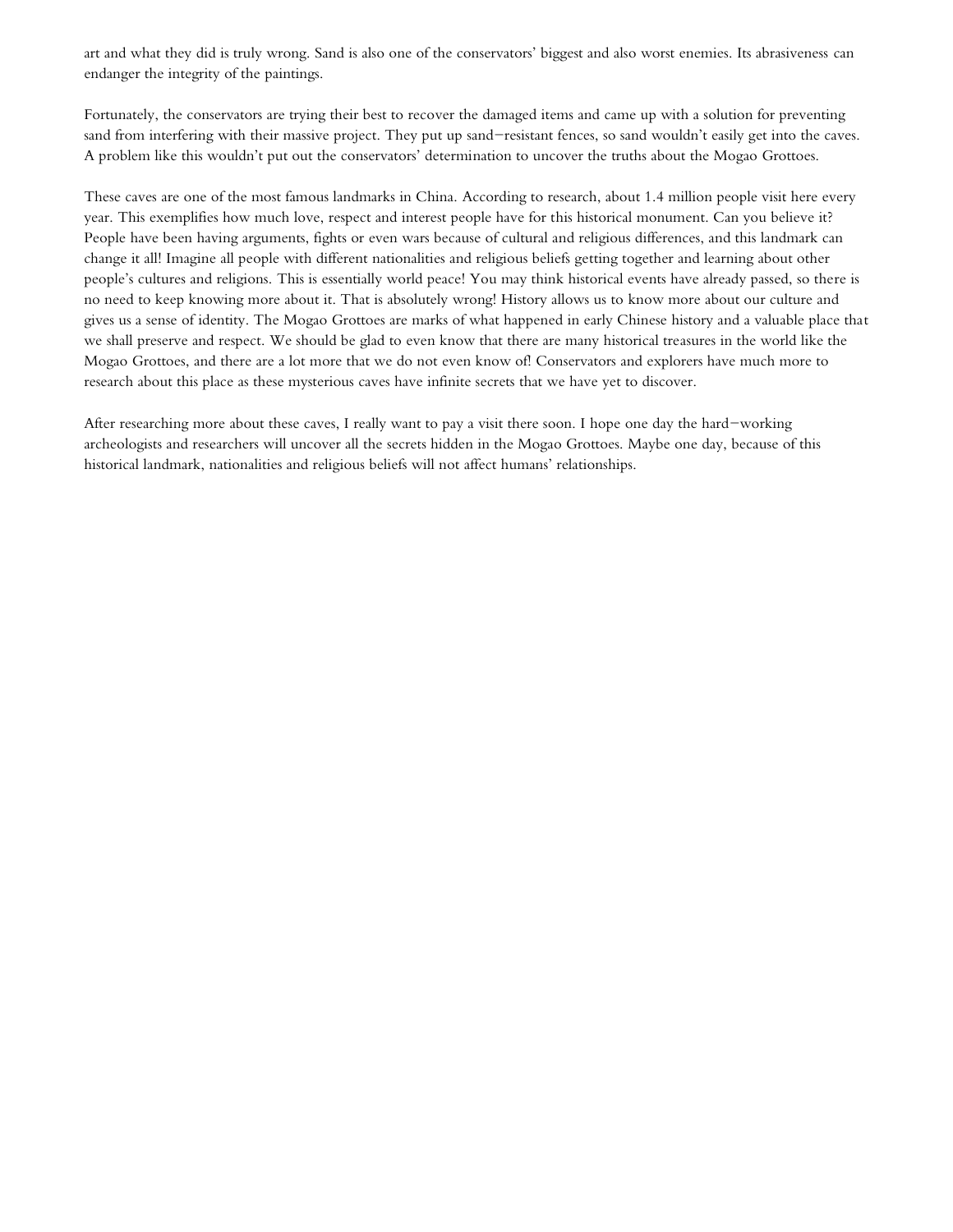art and what they did is truly wrong. Sand is also one of the conservators' biggest and also worst enemies. Its abrasiveness can endanger the integrity of the paintings.

Fortunately, the conservators are trying their best to recover the damaged items and came up with a solution for preventing sand from interfering with their massive project. They put up sand–resistant fences, so sand wouldn't easily get into the caves. A problem like this wouldn't put out the conservators' determination to uncover the truths about the Mogao Grottoes.

These caves are one of the most famous landmarks in China. According to research, about 1.4 million people visit here every year. This exemplifies how much love, respect and interest people have for this historical monument. Can you believe it? People have been having arguments, fights or even wars because of cultural and religious differences, and this landmark can change it all! Imagine all people with different nationalities and religious beliefs getting together and learning about other people's cultures and religions. This is essentially world peace! You may think historical events have already passed, so there is no need to keep knowing more about it. That is absolutely wrong! History allows us to know more about our culture and gives us a sense of identity. The Mogao Grottoes are marks of what happened in early Chinese history and a valuable place that we shall preserve and respect. We should be glad to even know that there are many historical treasures in the world like the Mogao Grottoes, and there are a lot more that we do not even know of! Conservators and explorers have much more to research about this place as these mysterious caves have infinite secrets that we have yet to discover.

After researching more about these caves, I really want to pay a visit there soon. I hope one day the hard–working archeologists and researchers will uncover all the secrets hidden in the Mogao Grottoes. Maybe one day, because of this historical landmark, nationalities and religious beliefs will not affect humans' relationships.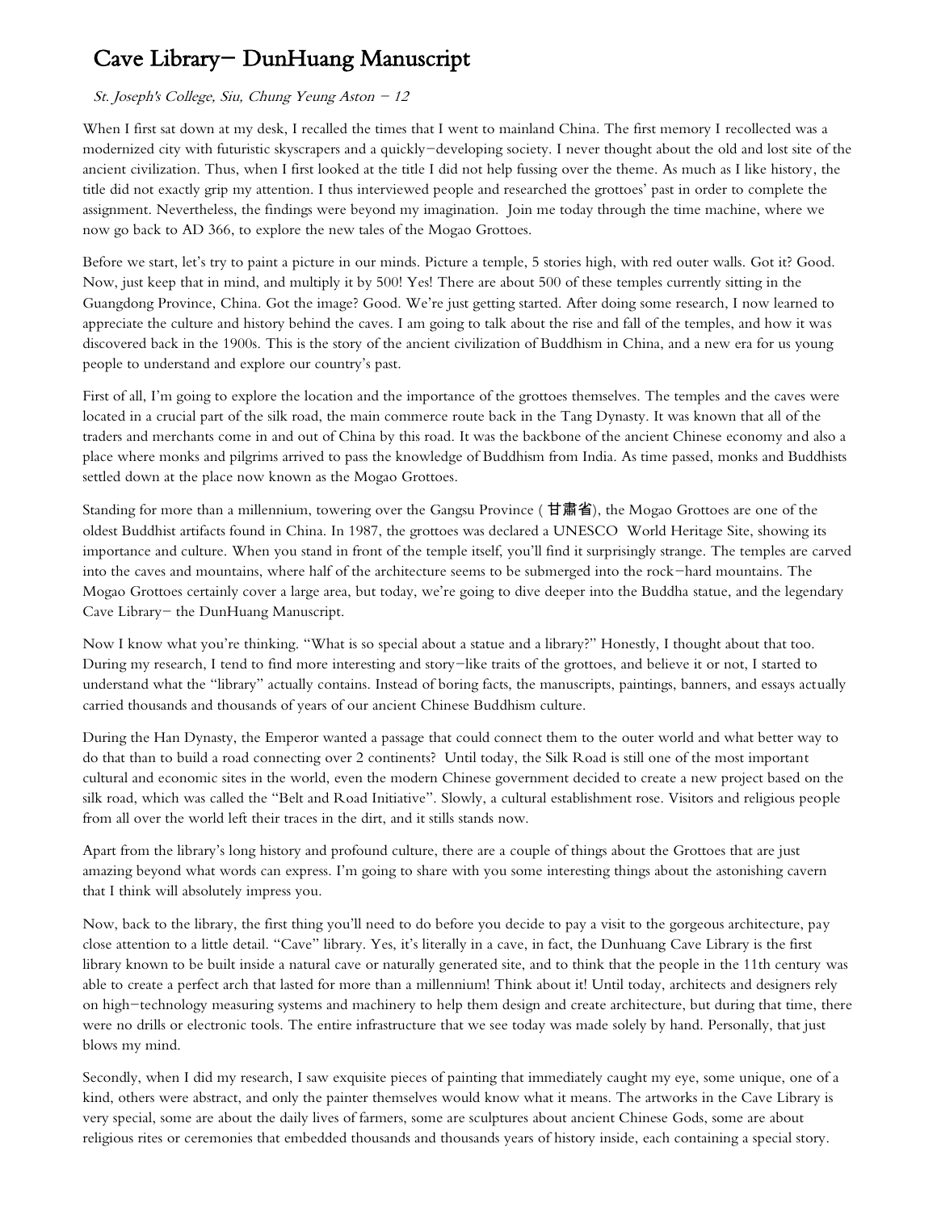# Cave Library– DunHuang Manuscript

*St. Joseph's College, Siu, Chung Yeung Aston – 12*

When I first sat down at my desk, I recalled the times that I went to mainland China. The first memory I recollected was a modernized city with futuristic skyscrapers and a quickly–developing society. I never thought about the old and lost site of the ancient civilization. Thus, when I first looked at the title I did not help fussing over the theme. As much as I like history, the title did not exactly grip my attention. I thus interviewed people and researched the grottoes' past in order to complete the assignment. Nevertheless, the findings were beyond my imagination. Join me today through the time machine, where we now go back to AD 366, to explore the new tales of the Mogao Grottoes.

Before we start, let's try to paint a picture in our minds. Picture a temple, 5 stories high, with red outer walls. Got it? Good. Now, just keep that in mind, and multiply it by 500! Yes! There are about 500 of these temples currently sitting in the Guangdong Province, China. Got the image? Good. We're just getting started. After doing some research, I now learned to appreciate the culture and history behind the caves. I am going to talk about the rise and fall of the temples, and how it was discovered back in the 1900s. This is the story of the ancient civilization of Buddhism in China, and a new era for us young people to understand and explore our country's past.

First of all, I'm going to explore the location and the importance of the grottoes themselves. The temples and the caves were located in a crucial part of the silk road, the main commerce route back in the Tang Dynasty. It was known that all of the traders and merchants come in and out of China by this road. It was the backbone of the ancient Chinese economy and also a place where monks and pilgrims arrived to pass the knowledge of Buddhism from India. As time passed, monks and Buddhists settled down at the place now known as the Mogao Grottoes.

Standing for more than a millennium, towering over the Gangsu Province (甘肅省), the Mogao Grottoes are one of the oldest Buddhist artifacts found in China. In 1987, the grottoes was declared a UNESCO World Heritage Site, showing its importance and culture. When you stand in front of the temple itself, you'll find it surprisingly strange. The temples are carved into the caves and mountains, where half of the architecture seems to be submerged into the rock–hard mountains. The Mogao Grottoes certainly cover a large area, but today, we're going to dive deeper into the Buddha statue, and the legendary Cave Library– the DunHuang Manuscript.

Now I know what you're thinking. "What is so special about a statue and a library?" Honestly, I thought about that too. During my research, I tend to find more interesting and story–like traits of the grottoes, and believe it or not, I started to understand what the "library" actually contains. Instead of boring facts, the manuscripts, paintings, banners, and essays actually carried thousands and thousands of years of our ancient Chinese Buddhism culture.

During the Han Dynasty, the Emperor wanted a passage that could connect them to the outer world and what better way to do that than to build a road connecting over 2 continents? Until today, the Silk Road is still one of the most important cultural and economic sites in the world, even the modern Chinese government decided to create a new project based on the silk road, which was called the "Belt and Road Initiative". Slowly, a cultural establishment rose. Visitors and religious people from all over the world left their traces in the dirt, and it stills stands now.

Apart from the library's long history and profound culture, there are a couple of things about the Grottoes that are just amazing beyond what words can express. I'm going to share with you some interesting things about the astonishing cavern that I think will absolutely impress you.

Now, back to the library, the first thing you'll need to do before you decide to pay a visit to the gorgeous architecture, pay close attention to a little detail. "Cave" library. Yes, it's literally in a cave, in fact, the Dunhuang Cave Library is the first library known to be built inside a natural cave or naturally generated site, and to think that the people in the 11th century was able to create a perfect arch that lasted for more than a millennium! Think about it! Until today, architects and designers rely on high–technology measuring systems and machinery to help them design and create architecture, but during that time, there were no drills or electronic tools. The entire infrastructure that we see today was made solely by hand. Personally, that just blows my mind.

Secondly, when I did my research, I saw exquisite pieces of painting that immediately caught my eye, some unique, one of a kind, others were abstract, and only the painter themselves would know what it means. The artworks in the Cave Library is very special, some are about the daily lives of farmers, some are sculptures about ancient Chinese Gods, some are about religious rites or ceremonies that embedded thousands and thousands years of history inside, each containing a special story.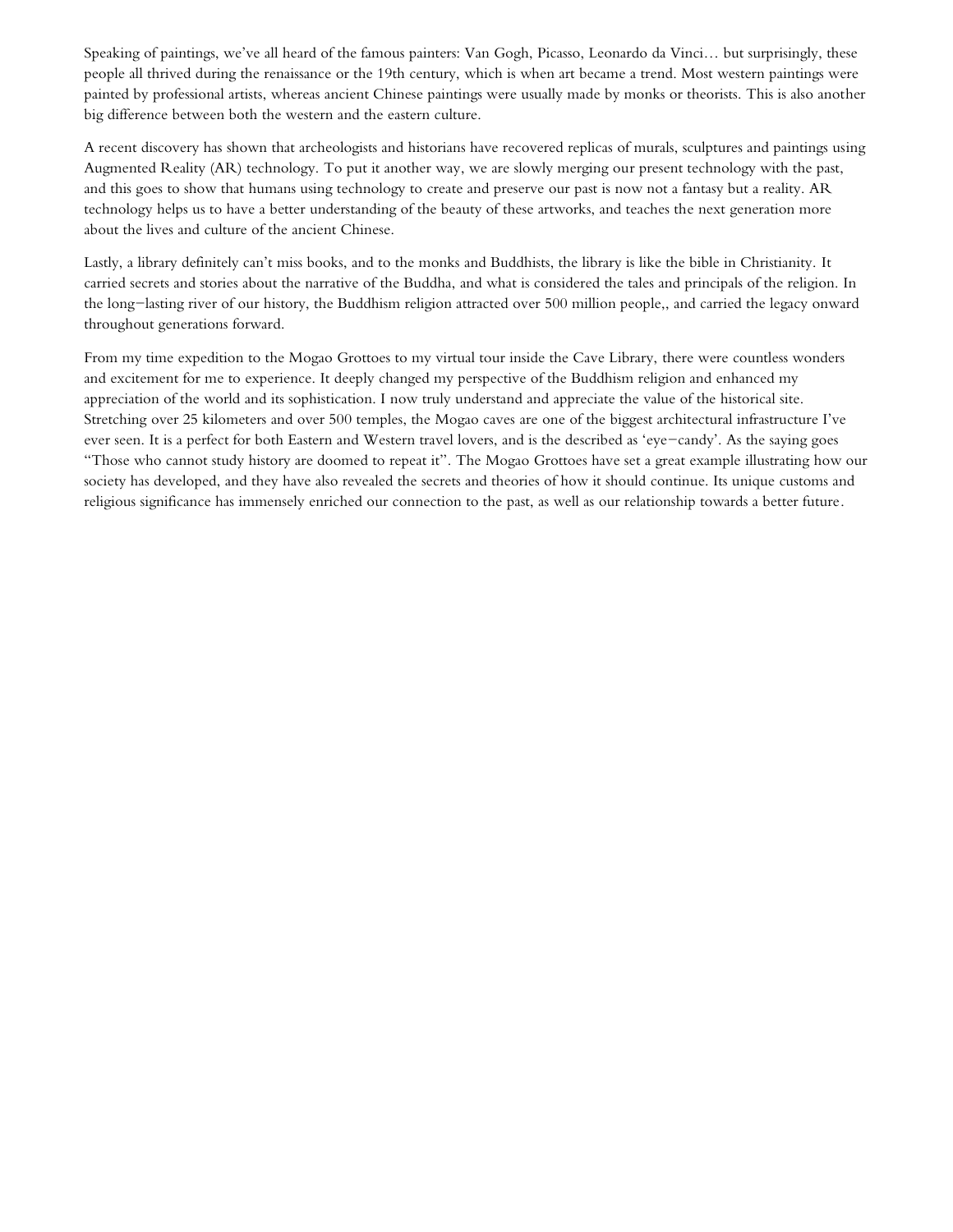Speaking of paintings, we've all heard of the famous painters: Van Gogh, Picasso, Leonardo da Vinci… but surprisingly, these people all thrived during the renaissance or the 19th century, which is when art became a trend. Most western paintings were painted by professional artists, whereas ancient Chinese paintings were usually made by monks or theorists. This is also another big difference between both the western and the eastern culture.

A recent discovery has shown that archeologists and historians have recovered replicas of murals, sculptures and paintings using Augmented Reality (AR) technology. To put it another way, we are slowly merging our present technology with the past, and this goes to show that humans using technology to create and preserve our past is now not a fantasy but a reality. AR technology helps us to have a better understanding of the beauty of these artworks, and teaches the next generation more about the lives and culture of the ancient Chinese.

Lastly, a library definitely can't miss books, and to the monks and Buddhists, the library is like the bible in Christianity. It carried secrets and stories about the narrative of the Buddha, and what is considered the tales and principals of the religion. In the long–lasting river of our history, the Buddhism religion attracted over 500 million people,, and carried the legacy onward throughout generations forward.

From my time expedition to the Mogao Grottoes to my virtual tour inside the Cave Library, there were countless wonders and excitement for me to experience. It deeply changed my perspective of the Buddhism religion and enhanced my appreciation of the world and its sophistication. I now truly understand and appreciate the value of the historical site. Stretching over 25 kilometers and over 500 temples, the Mogao caves are one of the biggest architectural infrastructure I've ever seen. It is a perfect for both Eastern and Western travel lovers, and is the described as 'eye–candy'. As the saying goes "Those who cannot study history are doomed to repeat it". The Mogao Grottoes have set a great example illustrating how our society has developed, and they have also revealed the secrets and theories of how it should continue. Its unique customs and religious significance has immensely enriched our connection to the past, as well as our relationship towards a better future.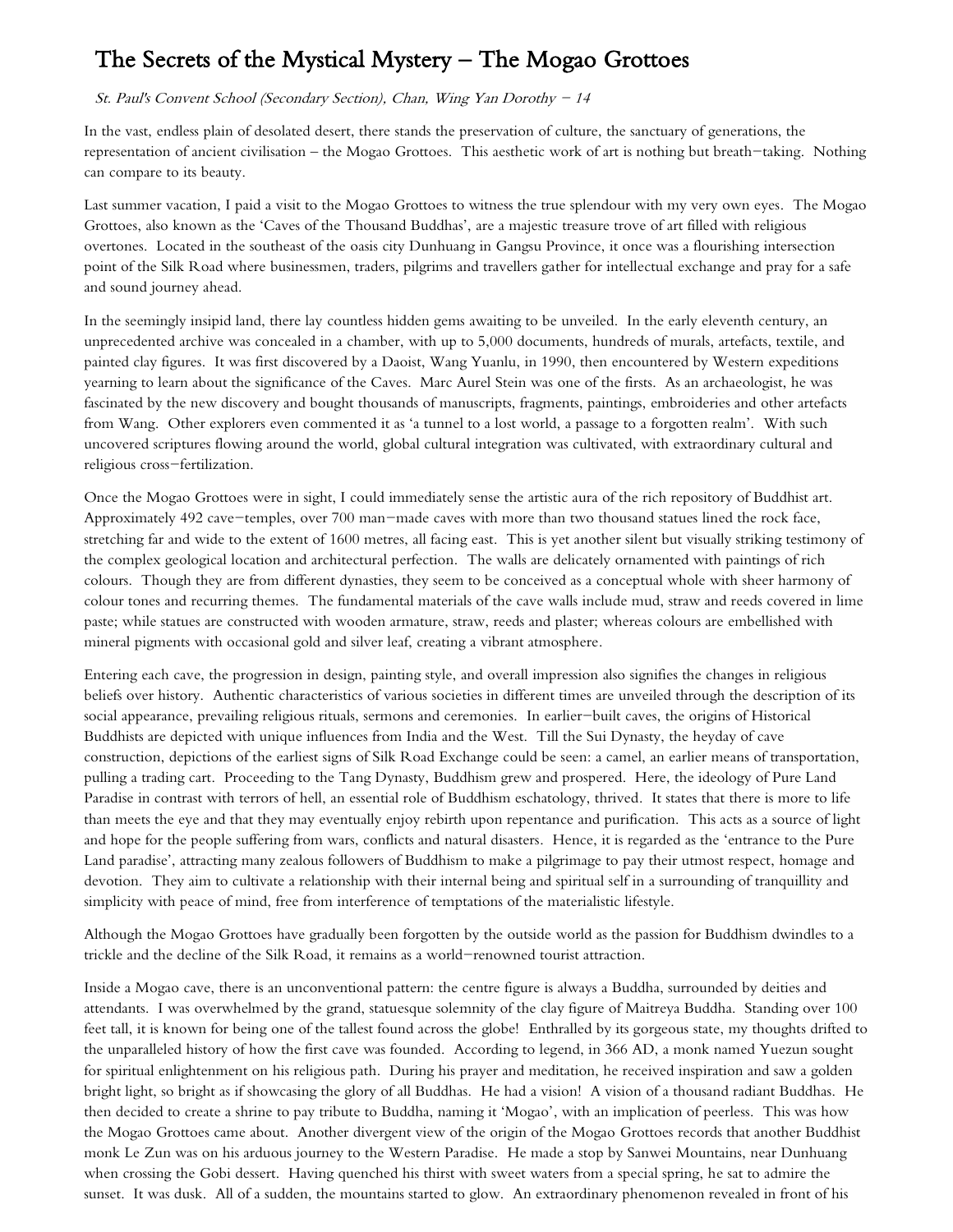# The Secrets of the Mystical Mystery – The Mogao Grottoes

*St. Paul's Convent School (Secondary Section), Chan, Wing Yan Dorothy – 14*

In the vast, endless plain of desolated desert, there stands the preservation of culture, the sanctuary of generations, the representation of ancient civilisation – the Mogao Grottoes. This aesthetic work of art is nothing but breath–taking. Nothing can compare to its beauty.

Last summer vacation, I paid a visit to the Mogao Grottoes to witness the true splendour with my very own eyes. The Mogao Grottoes, also known as the 'Caves of the Thousand Buddhas', are a majestic treasure trove of art filled with religious overtones. Located in the southeast of the oasis city Dunhuang in Gangsu Province, it once was a flourishing intersection point of the Silk Road where businessmen, traders, pilgrims and travellers gather for intellectual exchange and pray for a safe and sound journey ahead.

In the seemingly insipid land, there lay countless hidden gems awaiting to be unveiled. In the early eleventh century, an unprecedented archive was concealed in a chamber, with up to 5,000 documents, hundreds of murals, artefacts, textile, and painted clay figures. It was first discovered by a Daoist, Wang Yuanlu, in 1990, then encountered by Western expeditions yearning to learn about the significance of the Caves. Marc Aurel Stein was one of the firsts. As an archaeologist, he was fascinated by the new discovery and bought thousands of manuscripts, fragments, paintings, embroideries and other artefacts from Wang. Other explorers even commented it as 'a tunnel to a lost world, a passage to a forgotten realm'. With such uncovered scriptures flowing around the world, global cultural integration was cultivated, with extraordinary cultural and religious cross–fertilization.

Once the Mogao Grottoes were in sight, I could immediately sense the artistic aura of the rich repository of Buddhist art. Approximately 492 cave–temples, over 700 man–made caves with more than two thousand statues lined the rock face, stretching far and wide to the extent of 1600 metres, all facing east. This is yet another silent but visually striking testimony of the complex geological location and architectural perfection. The walls are delicately ornamented with paintings of rich colours. Though they are from different dynasties, they seem to be conceived as a conceptual whole with sheer harmony of colour tones and recurring themes. The fundamental materials of the cave walls include mud, straw and reeds covered in lime paste; while statues are constructed with wooden armature, straw, reeds and plaster; whereas colours are embellished with mineral pigments with occasional gold and silver leaf, creating a vibrant atmosphere.

Entering each cave, the progression in design, painting style, and overall impression also signifies the changes in religious beliefs over history. Authentic characteristics of various societies in different times are unveiled through the description of its social appearance, prevailing religious rituals, sermons and ceremonies. In earlier–built caves, the origins of Historical Buddhists are depicted with unique influences from India and the West. Till the Sui Dynasty, the heyday of cave construction, depictions of the earliest signs of Silk Road Exchange could be seen: a camel, an earlier means of transportation, pulling a trading cart. Proceeding to the Tang Dynasty, Buddhism grew and prospered. Here, the ideology of Pure Land Paradise in contrast with terrors of hell, an essential role of Buddhism eschatology, thrived. It states that there is more to life than meets the eye and that they may eventually enjoy rebirth upon repentance and purification. This acts as a source of light and hope for the people suffering from wars, conflicts and natural disasters. Hence, it is regarded as the 'entrance to the Pure Land paradise', attracting many zealous followers of Buddhism to make a pilgrimage to pay their utmost respect, homage and devotion. They aim to cultivate a relationship with their internal being and spiritual self in a surrounding of tranquillity and simplicity with peace of mind, free from interference of temptations of the materialistic lifestyle.

Although the Mogao Grottoes have gradually been forgotten by the outside world as the passion for Buddhism dwindles to a trickle and the decline of the Silk Road, it remains as a world–renowned tourist attraction.

Inside a Mogao cave, there is an unconventional pattern: the centre figure is always a Buddha, surrounded by deities and attendants. I was overwhelmed by the grand, statuesque solemnity of the clay figure of Maitreya Buddha. Standing over 100 feet tall, it is known for being one of the tallest found across the globe! Enthralled by its gorgeous state, my thoughts drifted to the unparalleled history of how the first cave was founded. According to legend, in 366 AD, a monk named Yuezun sought for spiritual enlightenment on his religious path. During his prayer and meditation, he received inspiration and saw a golden bright light, so bright as if showcasing the glory of all Buddhas. He had a vision! A vision of a thousand radiant Buddhas. He then decided to create a shrine to pay tribute to Buddha, naming it 'Mogao', with an implication of peerless. This was how the Mogao Grottoes came about. Another divergent view of the origin of the Mogao Grottoes records that another Buddhist monk Le Zun was on his arduous journey to the Western Paradise. He made a stop by Sanwei Mountains, near Dunhuang when crossing the Gobi dessert. Having quenched his thirst with sweet waters from a special spring, he sat to admire the sunset. It was dusk. All of a sudden, the mountains started to glow. An extraordinary phenomenon revealed in front of his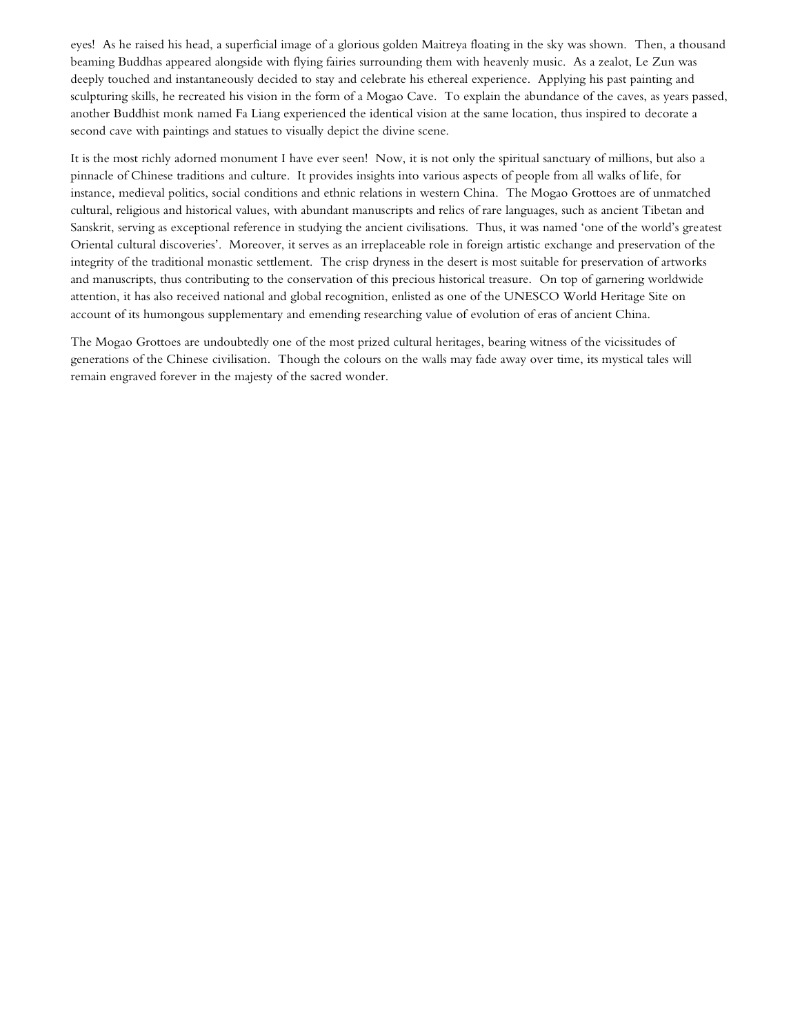eyes! As he raised his head, a superficial image of a glorious golden Maitreya floating in the sky was shown. Then, a thousand beaming Buddhas appeared alongside with flying fairies surrounding them with heavenly music. As a zealot, Le Zun was deeply touched and instantaneously decided to stay and celebrate his ethereal experience. Applying his past painting and sculpturing skills, he recreated his vision in the form of a Mogao Cave. To explain the abundance of the caves, as years passed, another Buddhist monk named Fa Liang experienced the identical vision at the same location, thus inspired to decorate a second cave with paintings and statues to visually depict the divine scene.

It is the most richly adorned monument I have ever seen! Now, it is not only the spiritual sanctuary of millions, but also a pinnacle of Chinese traditions and culture. It provides insights into various aspects of people from all walks of life, for instance, medieval politics, social conditions and ethnic relations in western China. The Mogao Grottoes are of unmatched cultural, religious and historical values, with abundant manuscripts and relics of rare languages, such as ancient Tibetan and Sanskrit, serving as exceptional reference in studying the ancient civilisations. Thus, it was named 'one of the world's greatest Oriental cultural discoveries'. Moreover, it serves as an irreplaceable role in foreign artistic exchange and preservation of the integrity of the traditional monastic settlement. The crisp dryness in the desert is most suitable for preservation of artworks and manuscripts, thus contributing to the conservation of this precious historical treasure. On top of garnering worldwide attention, it has also received national and global recognition, enlisted as one of the UNESCO World Heritage Site on account of its humongous supplementary and emending researching value of evolution of eras of ancient China.

The Mogao Grottoes are undoubtedly one of the most prized cultural heritages, bearing witness of the vicissitudes of generations of the Chinese civilisation. Though the colours on the walls may fade away over time, its mystical tales will remain engraved forever in the majesty of the sacred wonder.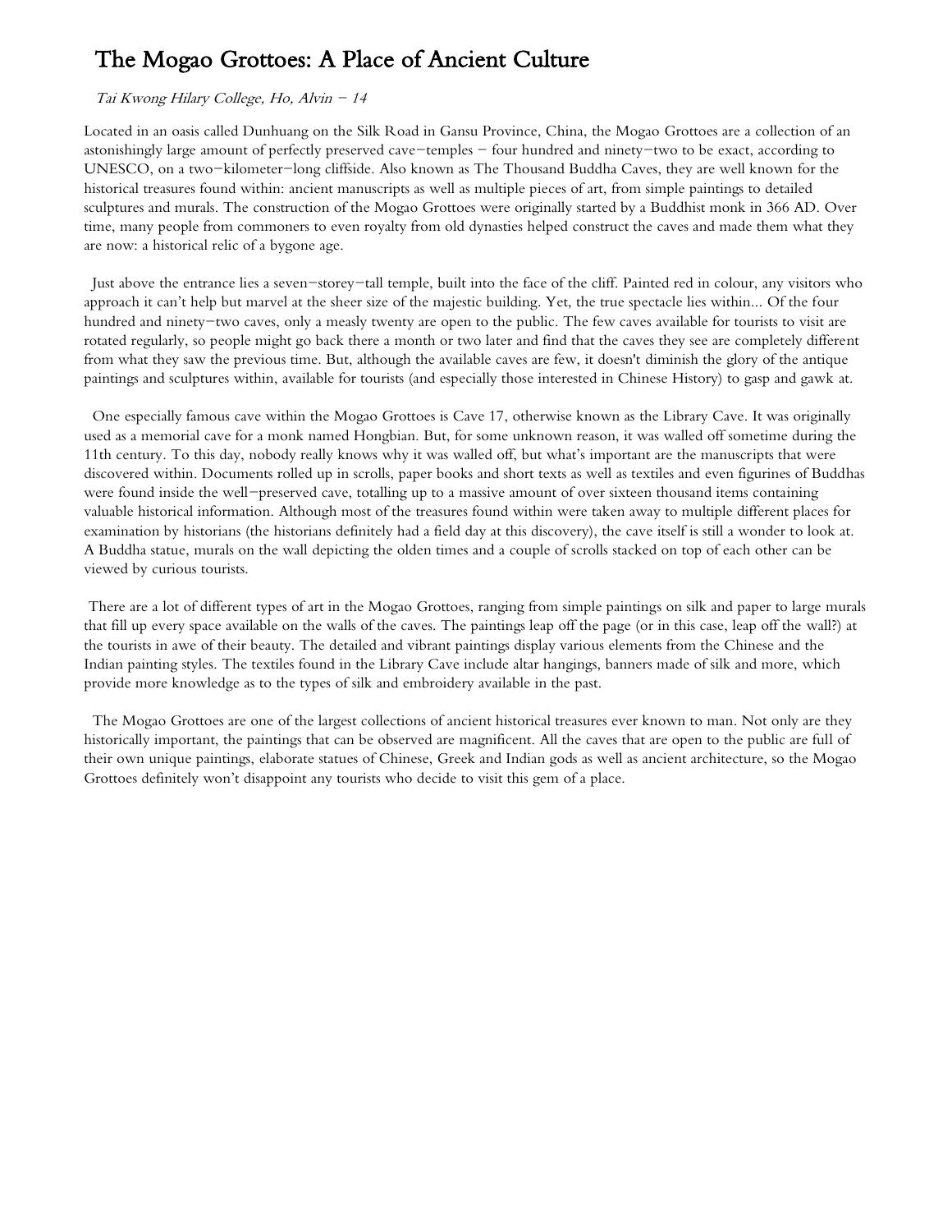# The Mogao Grottoes: A Place of Ancient Culture

*Tai Kwong Hilary College, Ho, Alvin – 14*

Located in an oasis called Dunhuang on the Silk Road in Gansu Province, China, the Mogao Grottoes are a collection of an astonishingly large amount of perfectly preserved cave–temples – four hundred and ninety–two to be exact, according to UNESCO, on a two–kilometer–long cliffside. Also known as The Thousand Buddha Caves, they are well known for the historical treasures found within: ancient manuscripts as well as multiple pieces of art, from simple paintings to detailed sculptures and murals. The construction of the Mogao Grottoes were originally started by a Buddhist monk in 366 AD. Over time, many people from commoners to even royalty from old dynasties helped construct the caves and made them what they are now: a historical relic of a bygone age.

Just above the entrance lies a seven–storey–tall temple, built into the face of the cliff. Painted red in colour, any visitors who approach it can't help but marvel at the sheer size of the majestic building. Yet, the true spectacle lies within... Of the four hundred and ninety–two caves, only a measly twenty are open to the public. The few caves available for tourists to visit are rotated regularly, so people might go back there a month or two later and find that the caves they see are completely different from what they saw the previous time. But, although the available caves are few, it doesn't diminish the glory of the antique paintings and sculptures within, available for tourists (and especially those interested in Chinese History) to gasp and gawk at.

One especially famous cave within the Mogao Grottoes is Cave 17, otherwise known as the Library Cave. It was originally used as a memorial cave for a monk named Hongbian. But, for some unknown reason, it was walled off sometime during the 11th century. To this day, nobody really knows why it was walled off, but what's important are the manuscripts that were discovered within. Documents rolled up in scrolls, paper books and short texts as well as textiles and even figurines of Buddhas were found inside the well–preserved cave, totalling up to a massive amount of over sixteen thousand items containing valuable historical information. Although most of the treasures found within were taken away to multiple different places for examination by historians (the historians definitely had a field day at this discovery), the cave itself is still a wonder to look at. A Buddha statue, murals on the wall depicting the olden times and a couple of scrolls stacked on top of each other can be viewed by curious tourists.

There are a lot of different types of art in the Mogao Grottoes, ranging from simple paintings on silk and paper to large murals that fill up every space available on the walls of the caves. The paintings leap off the page (or in this case, leap off the wall?) at the tourists in awe of their beauty. The detailed and vibrant paintings display various elements from the Chinese and the Indian painting styles. The textiles found in the Library Cave include altar hangings, banners made of silk and more, which provide more knowledge as to the types of silk and embroidery available in the past.

The Mogao Grottoes are one of the largest collections of ancient historical treasures ever known to man. Not only are they historically important, the paintings that can be observed are magnificent. All the caves that are open to the public are full of their own unique paintings, elaborate statues of Chinese, Greek and Indian gods as well as ancient architecture, so the Mogao Grottoes definitely won't disappoint any tourists who decide to visit this gem of a place.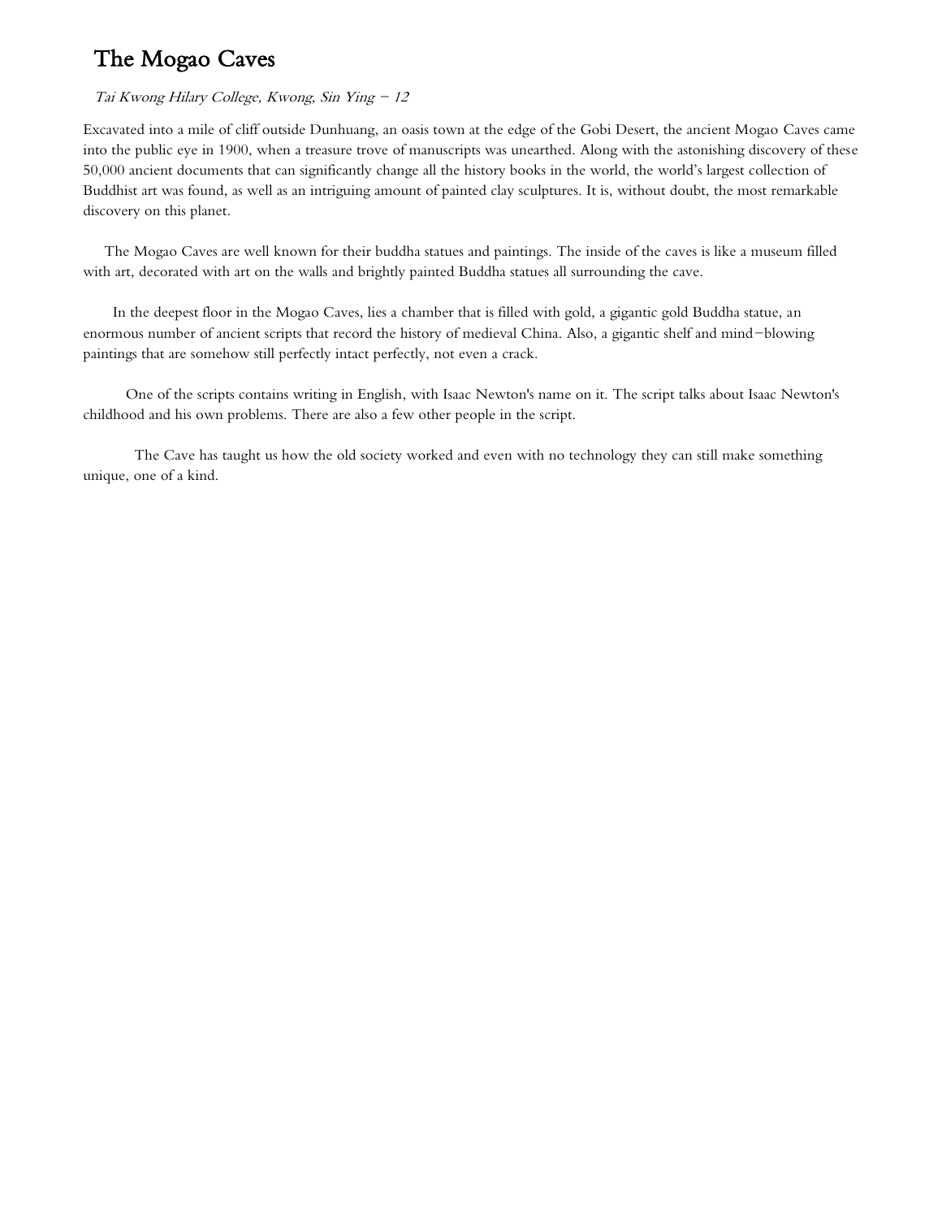# The Mogao Caves

*Tai Kwong Hilary College, Kwong, Sin Ying – 12*

Excavated into a mile of cliff outside Dunhuang, an oasis town at the edge of the Gobi Desert, the ancient Mogao Caves came into the public eye in 1900, when a treasure trove of manuscripts was unearthed. Along with the astonishing discovery of these 50,000 ancient documents that can significantly change all the history books in the world, the world's largest collection of Buddhist art was found, as well as an intriguing amount of painted clay sculptures. It is, without doubt, the most remarkable discovery on this planet.

The Mogao Caves are well known for their buddha statues and paintings. The inside of the caves is like a museum filled with art, decorated with art on the walls and brightly painted Buddha statues all surrounding the cave.

In the deepest floor in the Mogao Caves, lies a chamber that is filled with gold, a gigantic gold Buddha statue, an enormous number of ancient scripts that record the history of medieval China. Also, a gigantic shelf and mind–blowing paintings that are somehow still perfectly intact perfectly, not even a crack.

One of the scripts contains writing in English, with Isaac Newton's name on it. The script talks about Isaac Newton's childhood and his own problems. There are also a few other people in the script.

The Cave has taught us how the old society worked and even with no technology they can still make something unique, one of a kind.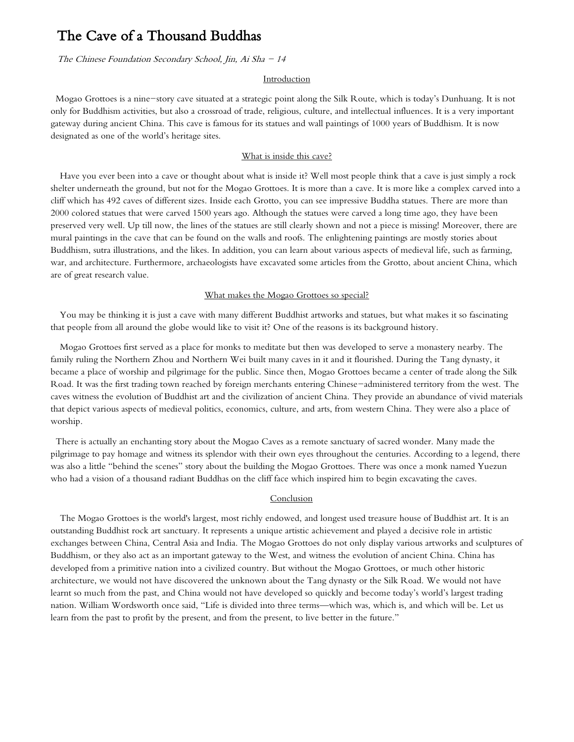# The Cave of a Thousand Buddhas

*The Chinese Foundation Secondary School, Jin, Ai Sha – 14*

## Introduction

Mogao Grottoes is a nine-story cave situated at a strategic point along the Silk Route, which is today's Dunhuang. It is not only for Buddhism activities, but also a crossroad of trade, religious, culture, and intellectual influences. It is a very important gateway during ancient China. This cave is famous for its statues and wall paintings of 1000 years of Buddhism. It is now designated as one of the world's heritage sites.

## What is inside this cave?

Have you ever been into a cave or thought about what is inside it? Well most people think that a cave is just simply a rock shelter underneath the ground, but not for the Mogao Grottoes. It is more than a cave. It is more like a complex carved into a cliff which has 492 caves of different sizes. Inside each Grotto, you can see impressive Buddha statues. There are more than 2000 colored statues that were carved 1500 years ago. Although the statues were carved a long time ago, they have been preserved very well. Up till now, the lines of the statues are still clearly shown and not a piece is missing! Moreover, there are mural paintings in the cave that can be found on the walls and roofs. The enlightening paintings are mostly stories about Buddhism, sutra illustrations, and the likes. In addition, you can learn about various aspects of medieval life, such as farming, war, and architecture. Furthermore, archaeologists have excavated some articles from the Grotto, about ancient China, which are of great research value.

## What makes the Mogao Grottoes so special?

You may be thinking it is just a cave with many different Buddhist artworks and statues, but what makes it so fascinating that people from all around the globe would like to visit it? One of the reasons is its background history.

Mogao Grottoes first served as a place for monks to meditate but then was developed to serve a monastery nearby. The family ruling the Northern Zhou and Northern Wei built many caves in it and it flourished. During the Tang dynasty, it became a place of worship and pilgrimage for the public. Since then, Mogao Grottoes became a center of trade along the Silk Road. It was the first trading town reached by foreign merchants entering Chinese-administered territory from the west. The caves witness the evolution of Buddhist art and the civilization of ancient China. They provide an abundance of vivid materials that depict various aspects of medieval politics, economics, culture, and arts, from western China. They were also a place of worship.

There is actually an enchanting story about the Mogao Caves as a remote sanctuary of sacred wonder. Many made the pilgrimage to pay homage and witness its splendor with their own eyes throughout the centuries. According to a legend, there was also a little "behind the scenes" story about the building the Mogao Grottoes. There was once a monk named Yuezun who had a vision of a thousand radiant Buddhas on the cliff face which inspired him to begin excavating the caves.

## Conclusion

The Mogao Grottoes is the world's largest, most richly endowed, and longest used treasure house of Buddhist art. It is an outstanding Buddhist rock art sanctuary. It represents a unique artistic achievement and played a decisive role in artistic exchanges between China, Central Asia and India. The Mogao Grottoes do not only display various artworks and sculptures of Buddhism, or they also act as an important gateway to the West, and witness the evolution of ancient China. China has developed from a primitive nation into a civilized country. But without the Mogao Grottoes, or much other historic architecture, we would not have discovered the unknown about the Tang dynasty or the Silk Road. We would not have learnt so much from the past, and China would not have developed so quickly and become today's world's largest trading nation. William Wordsworth once said, "Life is divided into three terms—which was, which is, and which will be. Let us learn from the past to profit by the present, and from the present, to live better in the future."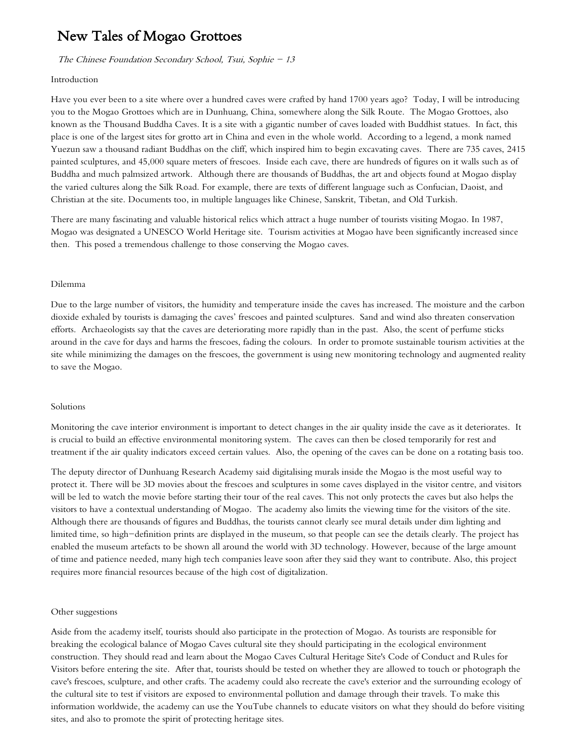# New Tales of Mogao Grottoes

*The Chinese Foundation Secondary School, Tsui, Sophie – 13*

Introduction

Have you ever been to a site where over a hundred caves were crafted by hand 1700 years ago? Today, I will be introducing you to the Mogao Grottoes which are in Dunhuang, China, somewhere along the Silk Route. The Mogao Grottoes, also known as the Thousand Buddha Caves. It is a site with a gigantic number of caves loaded with Buddhist statues. In fact, this place is one of the largest sites for grotto art in China and even in the whole world. According to a legend, a monk named Yuezun saw a thousand radiant Buddhas on the cliff, which inspired him to begin excavating caves. There are 735 caves, 2415 painted sculptures, and 45,000 square meters of frescoes. Inside each cave, there are hundreds of figures on it walls such as of Buddha and much palmsized artwork. Although there are thousands of Buddhas, the art and objects found at Mogao display the varied cultures along the Silk Road. For example, there are texts of different language such as Confucian, Daoist, and Christian at the site. Documents too, in multiple languages like Chinese, Sanskrit, Tibetan, and Old Turkish.

There are many fascinating and valuable historical relics which attract a huge number of tourists visiting Mogao. In 1987, Mogao was designated a UNESCO World Heritage site. Tourism activities at Mogao have been significantly increased since then. This posed a tremendous challenge to those conserving the Mogao caves.

Dilemma

Due to the large number of visitors, the humidity and temperature inside the caves has increased. The moisture and the carbon dioxide exhaled by tourists is damaging the caves' frescoes and painted sculptures. Sand and wind also threaten conservation efforts. Archaeologists say that the caves are deteriorating more rapidly than in the past. Also, the scent of perfume sticks around in the cave for days and harms the frescoes, fading the colours. In order to promote sustainable tourism activities at the site while minimizing the damages on the frescoes, the government is using new monitoring technology and augmented reality to save the Mogao.

Solutions

Monitoring the cave interior environment is important to detect changes in the air quality inside the cave as it deteriorates. It is crucial to build an effective environmental monitoring system. The caves can then be closed temporarily for rest and treatment if the air quality indicators exceed certain values. Also, the opening of the caves can be done on a rotating basis too.

The deputy director of Dunhuang Research Academy said digitalising murals inside the Mogao is the most useful way to protect it. There will be 3D movies about the frescoes and sculptures in some caves displayed in the visitor centre, and visitors will be led to watch the movie before starting their tour of the real caves. This not only protects the caves but also helps the visitors to have a contextual understanding of Mogao. The academy also limits the viewing time for the visitors of the site. Although there are thousands of figures and Buddhas, the tourists cannot clearly see mural details under dim lighting and limited time, so high-definition prints are displayed in the museum, so that people can see the details clearly. The project has enabled the museum artefacts to be shown all around the world with 3D technology. However, because of the large amount of time and patience needed, many high tech companies leave soon after they said they want to contribute. Also, this project requires more financial resources because of the high cost of digitalization.

Other suggestions

Aside from the academy itself, tourists should also participate in the protection of Mogao. As tourists are responsible for breaking the ecological balance of Mogao Caves cultural site they should participating in the ecological environment construction. They should read and learn about the Mogao Caves Cultural Heritage Site's Code of Conduct and Rules for Visitors before entering the site. After that, tourists should be tested on whether they are allowed to touch or photograph the cave's frescoes, sculpture, and other crafts. The academy could also recreate the cave's exterior and the surrounding ecology of the cultural site to test if visitors are exposed to environmental pollution and damage through their travels. To make this information worldwide, the academy can use the YouTube channels to educate visitors on what they should do before visiting sites, and also to promote the spirit of protecting heritage sites.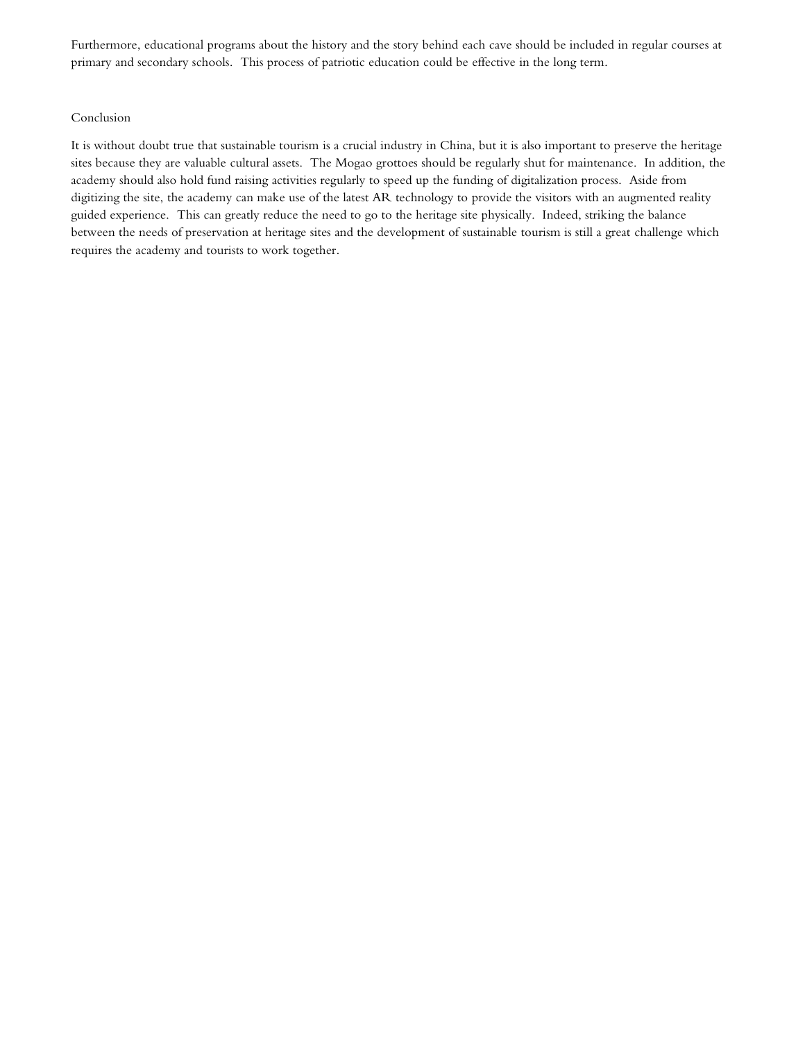Furthermore, educational programs about the history and the story behind each cave should be included in regular courses at primary and secondary schools. This process of patriotic education could be effective in the long term.

## Conclusion

It is without doubt true that sustainable tourism is a crucial industry in China, but it is also important to preserve the heritage sites because they are valuable cultural assets. The Mogao grottoes should be regularly shut for maintenance. In addition, the academy should also hold fund raising activities regularly to speed up the funding of digitalization process. Aside from digitizing the site, the academy can make use of the latest AR technology to provide the visitors with an augmented reality guided experience. This can greatly reduce the need to go to the heritage site physically. Indeed, striking the balance between the needs of preservation at heritage sites and the development of sustainable tourism is still a great challenge which requires the academy and tourists to work together.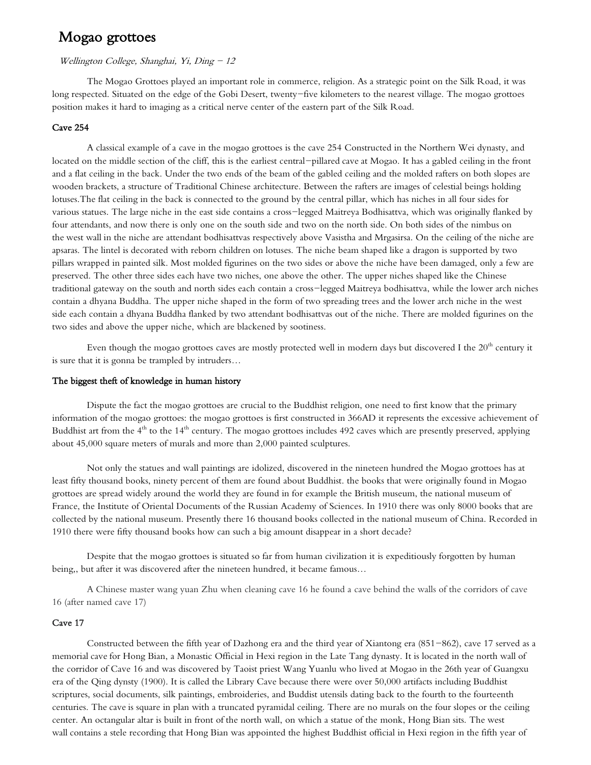# Mogao grottoes

*Wellington College, Shanghai, Yi, Ding – 12*

The Mogao Grottoes played an important role in commerce, religion. As a strategic point on the Silk Road, it was long respected. Situated on the edge of the Gobi Desert, twenty-five kilometers to the nearest village. The mogao grottoes position makes it hard to imaging as a critical nerve center of the eastern part of the Silk Road.

### Cave 254

A classical example of a cave in the mogao grottoes is the cave 254 Constructed in the Northern Wei dynasty, and located on the middle section of the cliff, this is the earliest central-pillared cave at Mogao. It has a gabled ceiling in the front and a flat ceiling in the back. Under the two ends of the beam of the gabled ceiling and the molded rafters on both slopes are wooden brackets, a structure of Traditional Chinese architecture. Between the rafters are images of celestial beings holding lotuses.The flat ceiling in the back is connected to the ground by the central pillar, which has niches in all four sides for various statues. The large niche in the east side contains a cross-legged Maitreya Bodhisattva, which was originally flanked by four attendants, and now there is only one on the south side and two on the north side. On both sides of the nimbus on the west wall in the niche are attendant bodhisattvas respectively above Vasistha and Mrgasirsa. On the ceiling of the niche are apsaras. The lintel is decorated with reborn children on lotuses. The niche beam shaped like a dragon is supported by two pillars wrapped in painted silk. Most molded figurines on the two sides or above the niche have been damaged, only a few are preserved. The other three sides each have two niches, one above the other. The upper niches shaped like the Chinese traditional gateway on the south and north sides each contain a cross-legged Maitreya bodhisattva, while the lower arch niches contain a dhyana Buddha. The upper niche shaped in the form of two spreading trees and the lower arch niche in the west side each contain a dhyana Buddha flanked by two attendant bodhisattvas out of the niche. There are molded figurines on the two sides and above the upper niche, which are blackened by sootiness.

Even though the mogao grottoes caves are mostly protected well in modern days but discovered I the 20th century it is sure that it is gonna be trampled by intruders…

### The biggest theft of knowledge in human history

Dispute the fact the mogao grottoes are crucial to the Buddhist religion, one need to first know that the primary information of the mogao grottoes: the mogao grottoes is first constructed in 366AD it represents the excessive achievement of Buddhist art from the 4th to the 14th century. The mogao grottoes includes 492 caves which are presently preserved, applying about 45,000 square meters of murals and more than 2,000 painted sculptures.

Not only the statues and wall paintings are idolized, discovered in the nineteen hundred the Mogao grottoes has at least fifty thousand books, ninety percent of them are found about Buddhist. the books that were originally found in Mogao grottoes are spread widely around the world they are found in for example the British museum, the national museum of France, the Institute of Oriental Documents of the Russian Academy of Sciences. In 1910 there was only 8000 books that are collected by the national museum. Presently there 16 thousand books collected in the national museum of China. Recorded in 1910 there were fifty thousand books how can such a big amount disappear in a short decade?

Despite that the mogao grottoes is situated so far from human civilization it is expeditiously forgotten by human being,, but after it was discovered after the nineteen hundred, it became famous…

A Chinese master wang yuan Zhu when cleaning cave 16 he found a cave behind the walls of the corridors of cave 16 (after named cave 17)

### Cave 17

Constructed between the fifth year of Dazhong era and the third year of Xiantong era (851–862), cave 17 served as a memorial cave for Hong Bian, a Monastic Official in Hexi region in the Late Tang dynasty. It is located in the north wall of the corridor of Cave 16 and was discovered by Taoist priest Wang Yuanlu who lived at Mogao in the 26th year of Guangxu era of the Qing dynsty (1900). It is called the Library Cave because there were over 50,000 artifacts including Buddhist scriptures, social documents, silk paintings, embroideries, and Buddist utensils dating back to the fourth to the fourteenth centuries. The cave is square in plan with a truncated pyramidal ceiling. There are no murals on the four slopes or the ceiling center. An octangular altar is built in front of the north wall, on which a statue of the monk, Hong Bian sits. The west wall contains a stele recording that Hong Bian was appointed the highest Buddhist official in Hexi region in the fifth year of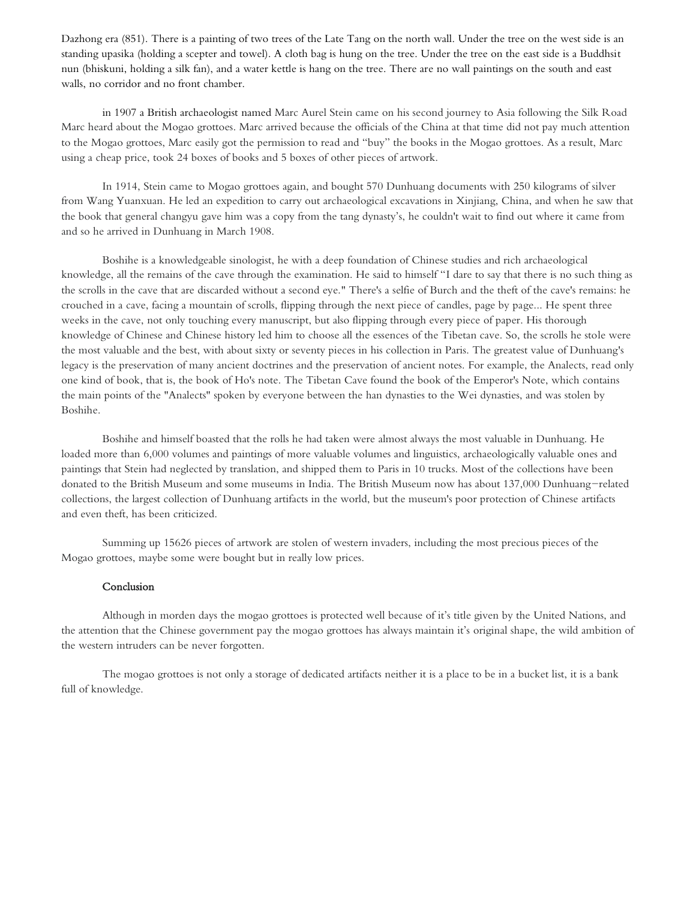Dazhong era (851). There is a painting of two trees of the Late Tang on the north wall. Under the tree on the west side is an standing upasika (holding a scepter and towel). A cloth bag is hung on the tree. Under the tree on the east side is a Buddhsit nun (bhiskuni, holding a silk fan), and a water kettle is hang on the tree. There are no wall paintings on the south and east walls, no corridor and no front chamber.

in 1907 a British archaeologist named Marc Aurel Stein came on his second journey to Asia following the Silk Road Marc heard about the Mogao grottoes. Marc arrived because the officials of the China at that time did not pay much attention to the Mogao grottoes, Marc easily got the permission to read and "buy" the books in the Mogao grottoes. As a result, Marc using a cheap price, took 24 boxes of books and 5 boxes of other pieces of artwork.

In 1914, Stein came to Mogao grottoes again, and bought 570 Dunhuang documents with 250 kilograms of silver from Wang Yuanxuan. He led an expedition to carry out archaeological excavations in Xinjiang, China, and when he saw that the book that general changyu gave him was a copy from the tang dynasty's, he couldn't wait to find out where it came from and so he arrived in Dunhuang in March 1908.

Boshihe is a knowledgeable sinologist, he with a deep foundation of Chinese studies and rich archaeological knowledge, all the remains of the cave through the examination. He said to himself "I dare to say that there is no such thing as the scrolls in the cave that are discarded without a second eye." There's a selfie of Burch and the theft of the cave's remains: he crouched in a cave, facing a mountain of scrolls, flipping through the next piece of candles, page by page... He spent three weeks in the cave, not only touching every manuscript, but also flipping through every piece of paper. His thorough knowledge of Chinese and Chinese history led him to choose all the essences of the Tibetan cave. So, the scrolls he stole were the most valuable and the best, with about sixty or seventy pieces in his collection in Paris. The greatest value of Dunhuang's legacy is the preservation of many ancient doctrines and the preservation of ancient notes. For example, the Analects, read only one kind of book, that is, the book of Ho's note. The Tibetan Cave found the book of the Emperor's Note, which contains the main points of the "Analects" spoken by everyone between the han dynasties to the Wei dynasties, and was stolen by Boshihe.

Boshihe and himself boasted that the rolls he had taken were almost always the most valuable in Dunhuang. He loaded more than 6,000 volumes and paintings of more valuable volumes and linguistics, archaeologically valuable ones and paintings that Stein had neglected by translation, and shipped them to Paris in 10 trucks. Most of the collections have been donated to the British Museum and some museums in India. The British Museum now has about 137,000 Dunhuang–related collections, the largest collection of Dunhuang artifacts in the world, but the museum's poor protection of Chinese artifacts and even theft, has been criticized.

Summing up 15626 pieces of artwork are stolen of western invaders, including the most precious pieces of the Mogao grottoes, maybe some were bought but in really low prices.

## Conclusion

Although in morden days the mogao grottoes is protected well because of it's title given by the United Nations, and the attention that the Chinese government pay the mogao grottoes has always maintain it's original shape, the wild ambition of the western intruders can be never forgotten.

The mogao grottoes is not only a storage of dedicated artifacts neither it is a place to be in a bucket list, it is a bank full of knowledge.